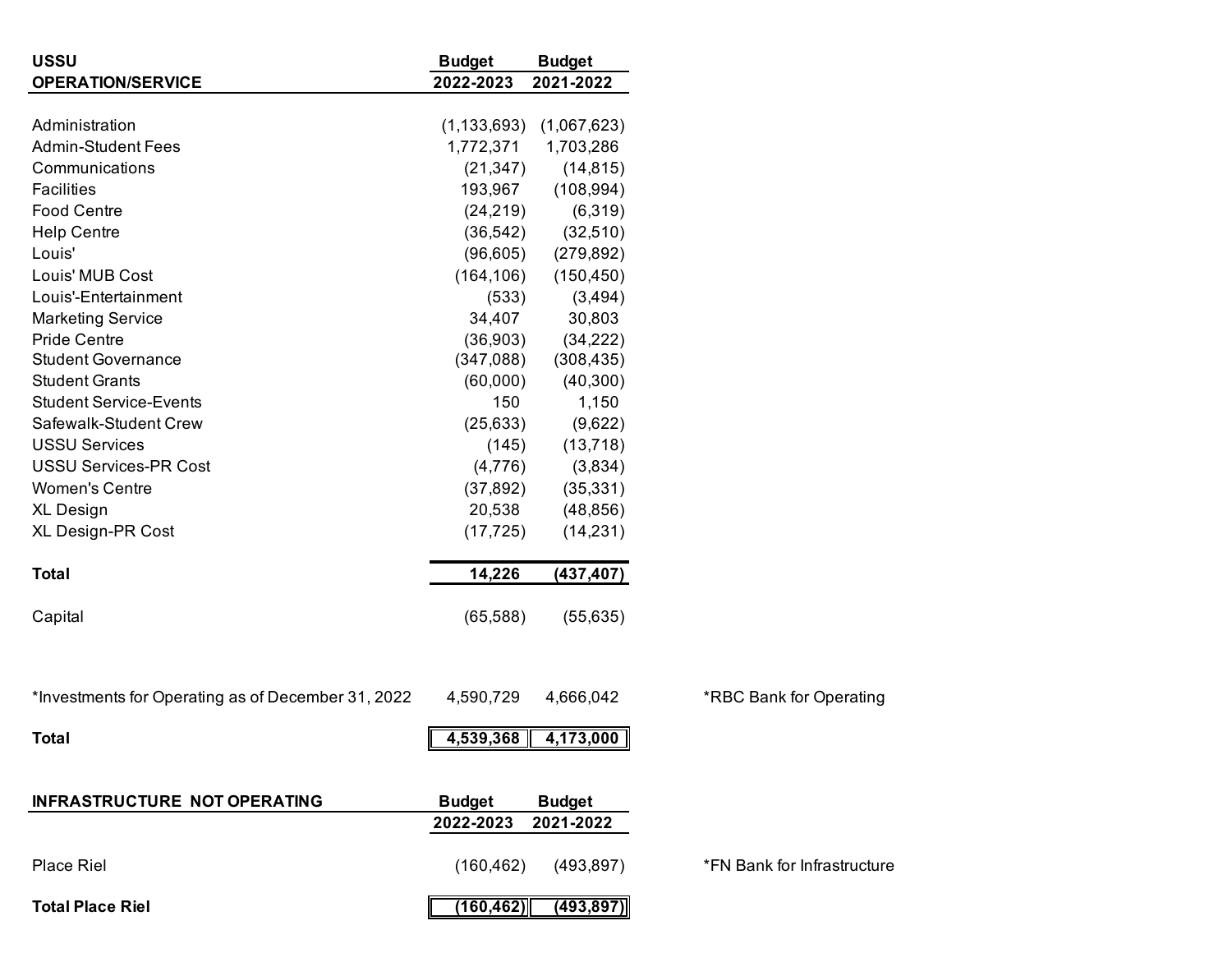| USSU OPERATION/SERVICE | Budget 2022-2023 | Budget 2021-2022 |
|---|---|---|
| Administration | (1,133,693) | (1,067,623) |
| Admin-Student Fees | 1,772,371 | 1,703,286 |
| Communications | (21,347) | (14,815) |
| Facilities | 193,967 | (108,994) |
| Food Centre | (24,219) | (6,319) |
| Help Centre | (36,542) | (32,510) |
| Louis' | (96,605) | (279,892) |
| Louis' MUB Cost | (164,106) | (150,450) |
| Louis'-Entertainment | (533) | (3,494) |
| Marketing Service | 34,407 | 30,803 |
| Pride Centre | (36,903) | (34,222) |
| Student Governance | (347,088) | (308,435) |
| Student Grants | (60,000) | (40,300) |
| Student Service-Events | 150 | 1,150 |
| Safewalk-Student Crew | (25,633) | (9,622) |
| USSU Services | (145) | (13,718) |
| USSU Services-PR Cost | (4,776) | (3,834) |
| Women's Centre | (37,892) | (35,331) |
| XL Design | 20,538 | (48,856) |
| XL Design-PR Cost | (17,725) | (14,231) |
| **Total** | **14,226** | **(437,407)** |
| Capital | (65,588) | (55,635) |
| *Investments for Operating as of December 31, 2022 | 4,590,729 | 4,666,042 |
| **Total** | **4,539,368** | **4,173,000** |

*RBC Bank for Operating

| INFRASTRUCTURE NOT OPERATING | Budget 2022-2023 | Budget 2021-2022 |
|---|---|---|
| Place Riel | (160,462) | (493,897) |
| **Total Place Riel** | **(160,462)** | **(493,897)** |

*FN Bank for Infrastructure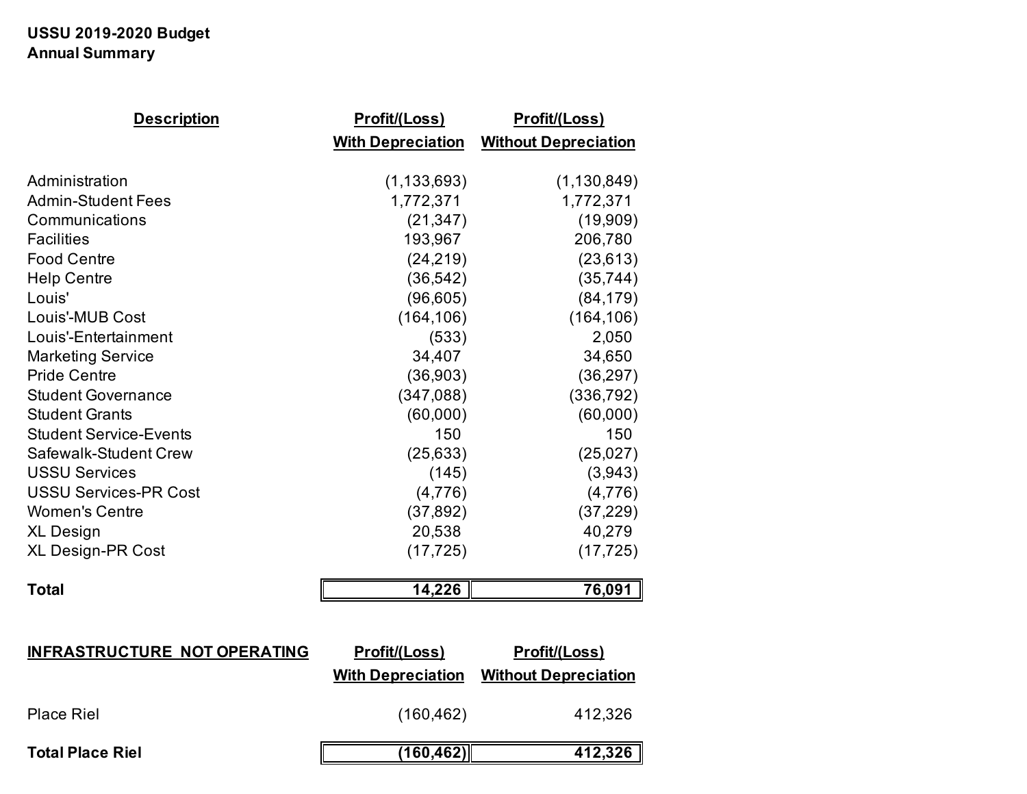**USSU 2019-2020 Budget**
**Annual Summary**

| Description | Profit/(Loss) With Depreciation | Profit/(Loss) Without Depreciation |
|---|---|---|
| Administration | (1,133,693) | (1,130,849) |
| Admin-Student Fees | 1,772,371 | 1,772,371 |
| Communications | (21,347) | (19,909) |
| Facilities | 193,967 | 206,780 |
| Food Centre | (24,219) | (23,613) |
| Help Centre | (36,542) | (35,744) |
| Louis' | (96,605) | (84,179) |
| Louis'-MUB Cost | (164,106) | (164,106) |
| Louis'-Entertainment | (533) | 2,050 |
| Marketing Service | 34,407 | 34,650 |
| Pride Centre | (36,903) | (36,297) |
| Student Governance | (347,088) | (336,792) |
| Student Grants | (60,000) | (60,000) |
| Student Service-Events | 150 | 150 |
| Safewalk-Student Crew | (25,633) | (25,027) |
| USSU Services | (145) | (3,943) |
| USSU Services-PR Cost | (4,776) | (4,776) |
| Women's Centre | (37,892) | (37,229) |
| XL Design | 20,538 | 40,279 |
| XL Design-PR Cost | (17,725) | (17,725) |
| **Total** | **14,226** | **76,091** |

| INFRASTRUCTURE NOT OPERATING | Profit/(Loss) With Depreciation | Profit/(Loss) Without Depreciation |
|---|---|---|
| Place Riel | (160,462) | 412,326 |
| **Total Place Riel** | **(160,462)** | **412,326** |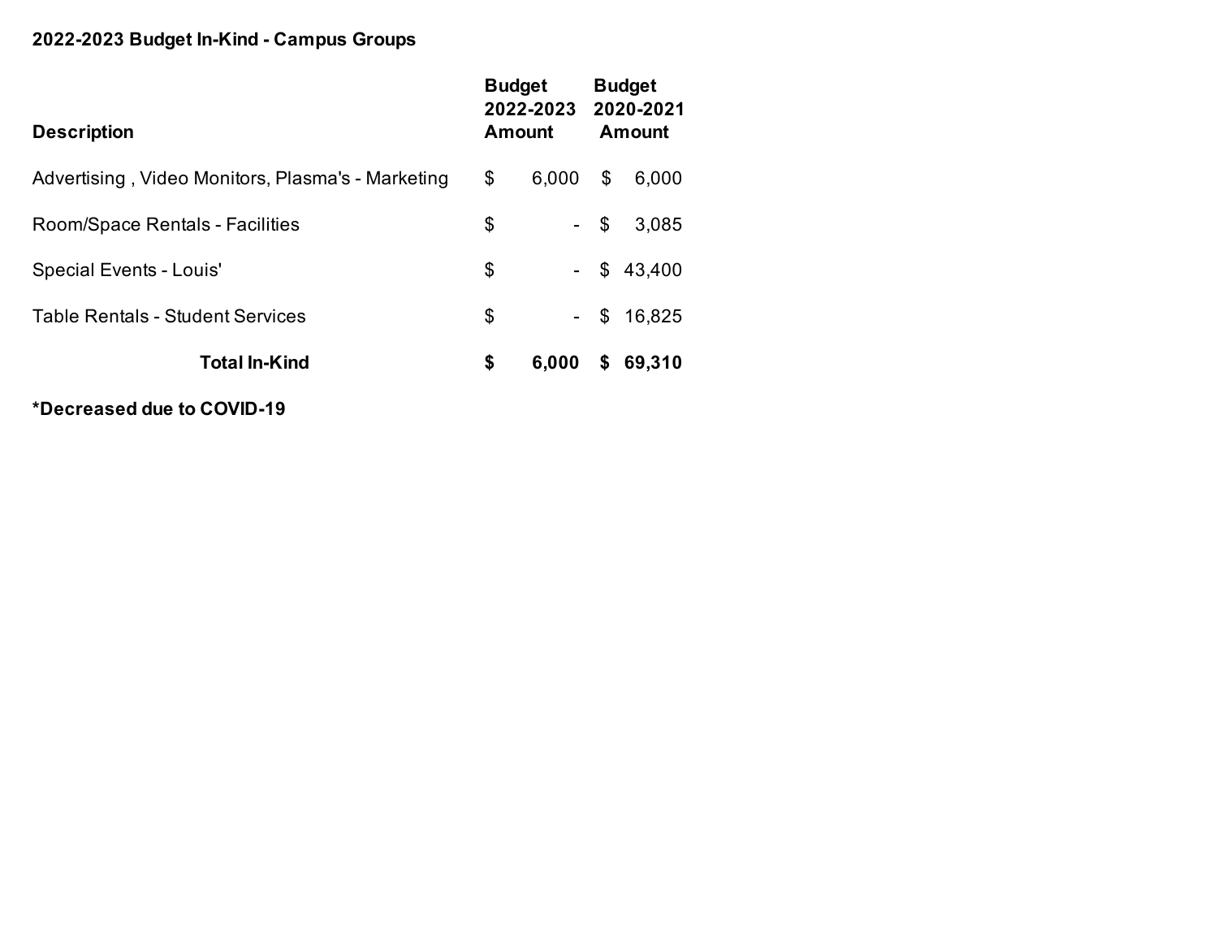**2022-2023 Budget In-Kind - Campus Groups**

| Description | Budget 2022-2023 Amount | Budget 2020-2021 Amount |
|---|---|---|
| Advertising , Video Monitors, Plasma's - Marketing | $ 6,000 | $ 6,000 |
| Room/Space Rentals - Facilities | $ - | $ 3,085 |
| Special Events - Louis' | $ - | $ 43,400 |
| Table Rentals - Student Services | $ - | $ 16,825 |
| **Total In-Kind** | **$ 6,000** | **$ 69,310** |

**\*Decreased due to COVID-19**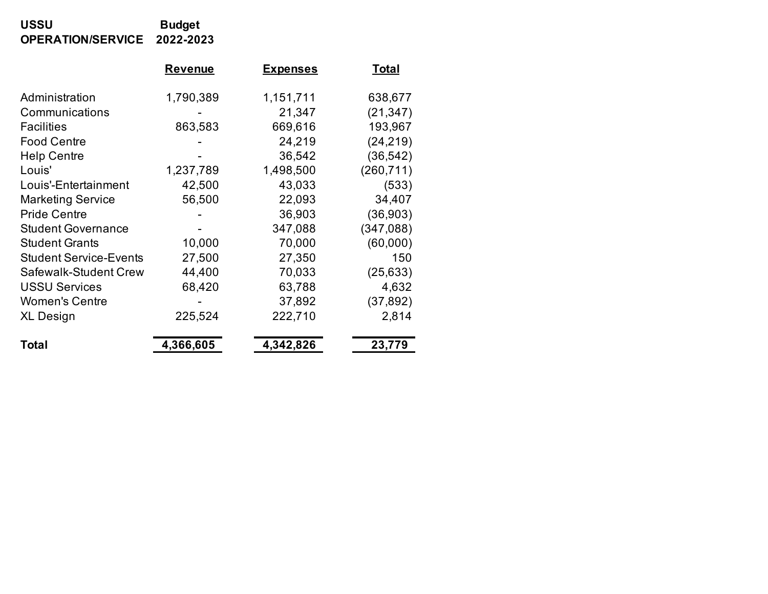**USSU**
**OPERATION/SERVICE**

| | Budget 2022-2023 | | |
|---|---|---|---|
| | **Revenue** | **Expenses** | **Total** |
| Administration | 1,790,389 | 1,151,711 | 638,677 |
| Communications | - | 21,347 | (21,347) |
| Facilities | 863,583 | 669,616 | 193,967 |
| Food Centre | - | 24,219 | (24,219) |
| Help Centre | - | 36,542 | (36,542) |
| Louis' | 1,237,789 | 1,498,500 | (260,711) |
| Louis'-Entertainment | 42,500 | 43,033 | (533) |
| Marketing Service | 56,500 | 22,093 | 34,407 |
| Pride Centre | - | 36,903 | (36,903) |
| Student Governance | - | 347,088 | (347,088) |
| Student Grants | 10,000 | 70,000 | (60,000) |
| Student Service-Events | 27,500 | 27,350 | 150 |
| Safewalk-Student Crew | 44,400 | 70,033 | (25,633) |
| USSU Services | 68,420 | 63,788 | 4,632 |
| Women's Centre | - | 37,892 | (37,892) |
| XL Design | 225,524 | 222,710 | 2,814 |
| **Total** | **4,366,605** | **4,342,826** | **23,779** |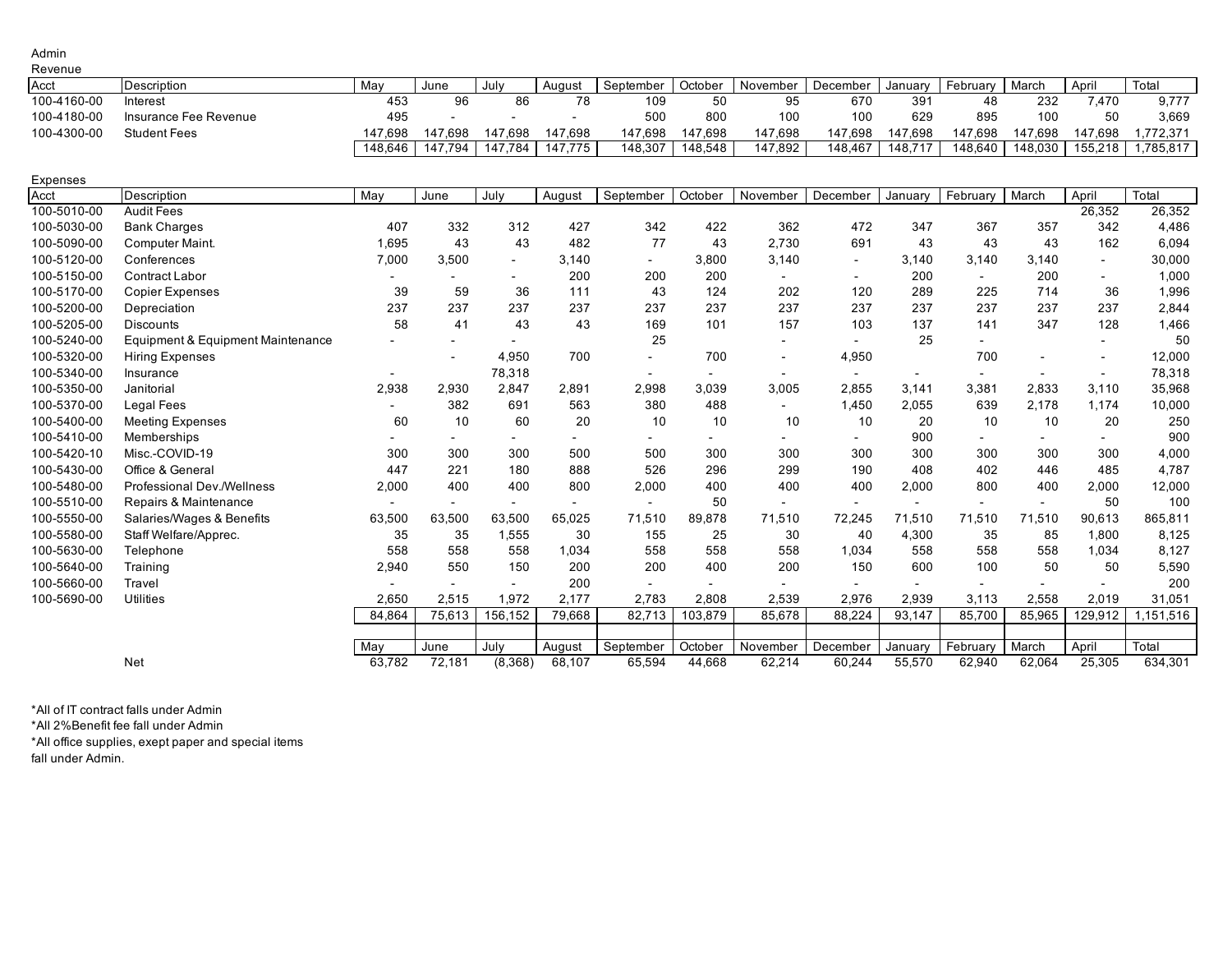Admin

Revenue

| Acct | Description | May | June | July | August | September | October | November | December | January | February | March | April | Total |
|---|---|---|---|---|---|---|---|---|---|---|---|---|---|---|
| 100-4160-00 | Interest | 453 | 96 | 86 | 78 | 109 | 50 | 95 | 670 | 391 | 48 | 232 | 7,470 | 9,777 |
| 100-4180-00 | Insurance Fee Revenue | 495 | - | - | - | 500 | 800 | 100 | 100 | 629 | 895 | 100 | 50 | 3,669 |
| 100-4300-00 | Student Fees | 147,698 | 147,698 | 147,698 | 147,698 | 147,698 | 147,698 | 147,698 | 147,698 | 147,698 | 147,698 | 147,698 | 147,698 | 1,772,371 |
| | | 148,646 | 147,794 | 147,784 | 147,775 | 148,307 | 148,548 | 147,892 | 148,467 | 148,717 | 148,640 | 148,030 | 155,218 | 1,785,817 |

Expenses

| Acct | Description | May | June | July | August | September | October | November | December | January | February | March | April | Total |
|---|---|---|---|---|---|---|---|---|---|---|---|---|---|---|
| 100-5010-00 | Audit Fees | | | | | | | | | | | | 26,352 | 26,352 |
| 100-5030-00 | Bank Charges | 407 | 332 | 312 | 427 | 342 | 422 | 362 | 472 | 347 | 367 | 357 | 342 | 4,486 |
| 100-5090-00 | Computer Maint. | 1,695 | 43 | 43 | 482 | 77 | 43 | 2,730 | 691 | 43 | 43 | 43 | 162 | 6,094 |
| 100-5120-00 | Conferences | 7,000 | 3,500 | - | 3,140 | - | 3,800 | 3,140 | - | 3,140 | 3,140 | 3,140 | - | 30,000 |
| 100-5150-00 | Contract Labor | - | - | - | 200 | 200 | 200 | - | - | 200 | - | 200 | - | 1,000 |
| 100-5170-00 | Copier Expenses | 39 | 59 | 36 | 111 | 43 | 124 | 202 | 120 | 289 | 225 | 714 | 36 | 1,996 |
| 100-5200-00 | Depreciation | 237 | 237 | 237 | 237 | 237 | 237 | 237 | 237 | 237 | 237 | 237 | 237 | 2,844 |
| 100-5205-00 | Discounts | 58 | 41 | 43 | 43 | 169 | 101 | 157 | 103 | 137 | 141 | 347 | 128 | 1,466 |
| 100-5240-00 | Equipment & Equipment Maintenance | - | - | - | | 25 | | - | - | 25 | - | | - | 50 |
| 100-5320-00 | Hiring Expenses | | - | 4,950 | 700 | - | 700 | - | 4,950 | | 700 | - | - | 12,000 |
| 100-5340-00 | Insurance | - | | 78,318 | | - | - | - | - | - | - | - | - | 78,318 |
| 100-5350-00 | Janitorial | 2,938 | 2,930 | 2,847 | 2,891 | 2,998 | 3,039 | 3,005 | 2,855 | 3,141 | 3,381 | 2,833 | 3,110 | 35,968 |
| 100-5370-00 | Legal Fees | - | 382 | 691 | 563 | 380 | 488 | - | 1,450 | 2,055 | 639 | 2,178 | 1,174 | 10,000 |
| 100-5400-00 | Meeting Expenses | 60 | 10 | 60 | 20 | 10 | 10 | 10 | 10 | 20 | 10 | 10 | 20 | 250 |
| 100-5410-00 | Memberships | - | - | - | - | - | - | - | - | 900 | - | - | - | 900 |
| 100-5420-10 | Misc.-COVID-19 | 300 | 300 | 300 | 500 | 500 | 300 | 300 | 300 | 300 | 300 | 300 | 300 | 4,000 |
| 100-5430-00 | Office & General | 447 | 221 | 180 | 888 | 526 | 296 | 299 | 190 | 408 | 402 | 446 | 485 | 4,787 |
| 100-5480-00 | Professional Dev./Wellness | 2,000 | 400 | 400 | 800 | 2,000 | 400 | 400 | 400 | 2,000 | 800 | 400 | 2,000 | 12,000 |
| 100-5510-00 | Repairs & Maintenance | - | - | - | - | - | 50 | - | - | - | - | - | 50 | 100 |
| 100-5550-00 | Salaries/Wages & Benefits | 63,500 | 63,500 | 63,500 | 65,025 | 71,510 | 89,878 | 71,510 | 72,245 | 71,510 | 71,510 | 71,510 | 90,613 | 865,811 |
| 100-5580-00 | Staff Welfare/Apprec. | 35 | 35 | 1,555 | 30 | 155 | 25 | 30 | 40 | 4,300 | 35 | 85 | 1,800 | 8,125 |
| 100-5630-00 | Telephone | 558 | 558 | 558 | 1,034 | 558 | 558 | 558 | 1,034 | 558 | 558 | 558 | 1,034 | 8,127 |
| 100-5640-00 | Training | 2,940 | 550 | 150 | 200 | 200 | 400 | 200 | 150 | 600 | 100 | 50 | 50 | 5,590 |
| 100-5660-00 | Travel | - | - | - | 200 | - | - | - | - | - | - | - | - | 200 |
| 100-5690-00 | Utilities | 2,650 | 2,515 | 1,972 | 2,177 | 2,783 | 2,808 | 2,539 | 2,976 | 2,939 | 3,113 | 2,558 | 2,019 | 31,051 |
| | | 84,864 | 75,613 | 156,152 | 79,668 | 82,713 | 103,879 | 85,678 | 88,224 | 93,147 | 85,700 | 85,965 | 129,912 | 1,151,516 |

| | | May | June | July | August | September | October | November | December | January | February | March | April | Total |
|---|---|---|---|---|---|---|---|---|---|---|---|---|---|---|
| | Net | 63,782 | 72,181 | (8,368) | 68,107 | 65,594 | 44,668 | 62,214 | 60,244 | 55,570 | 62,940 | 62,064 | 25,305 | 634,301 |

*All of IT contract falls under Admin

*All 2%Benefit fee fall under Admin

*All office supplies, exept paper and special items
fall under Admin.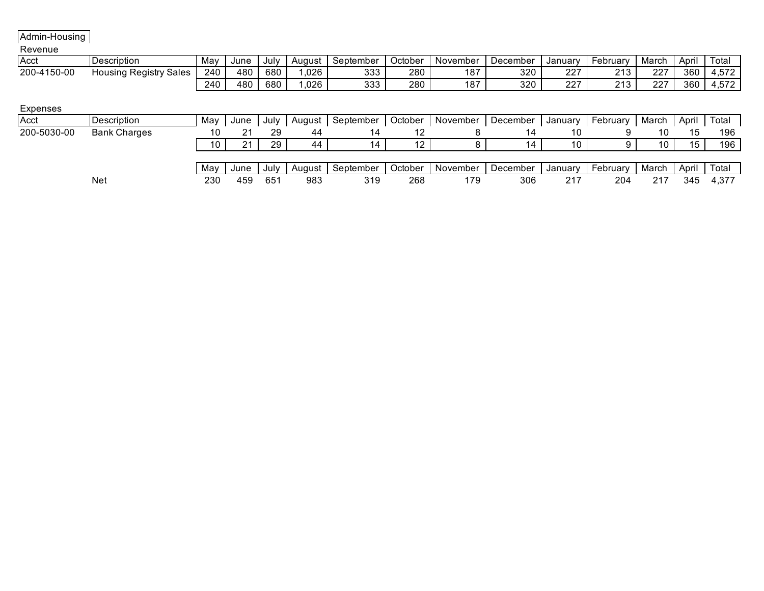Admin-Housing

Revenue

| Acct | Description | May | June | July | August | September | October | November | December | January | February | March | April | Total |
|---|---|---|---|---|---|---|---|---|---|---|---|---|---|---|
| 200-4150-00 | Housing Registry Sales | 240 | 480 | 680 | 1,026 | 333 | 280 | 187 | 320 | 227 | 213 | 227 | 360 | 4,572 |
| | | 240 | 480 | 680 | 1,026 | 333 | 280 | 187 | 320 | 227 | 213 | 227 | 360 | 4,572 |

Expenses

| Acct | Description | May | June | July | August | September | October | November | December | January | February | March | April | Total |
|---|---|---|---|---|---|---|---|---|---|---|---|---|---|---|
| 200-5030-00 | Bank Charges | 10 | 21 | 29 | 44 | 14 | 12 | 8 | 14 | 10 | 9 | 10 | 15 | 196 |
| | | 10 | 21 | 29 | 44 | 14 | 12 | 8 | 14 | 10 | 9 | 10 | 15 | 196 |

| | | May | June | July | August | September | October | November | December | January | February | March | April | Total |
|---|---|---|---|---|---|---|---|---|---|---|---|---|---|---|
| | Net | 230 | 459 | 651 | 983 | 319 | 268 | 179 | 306 | 217 | 204 | 217 | 345 | 4,377 |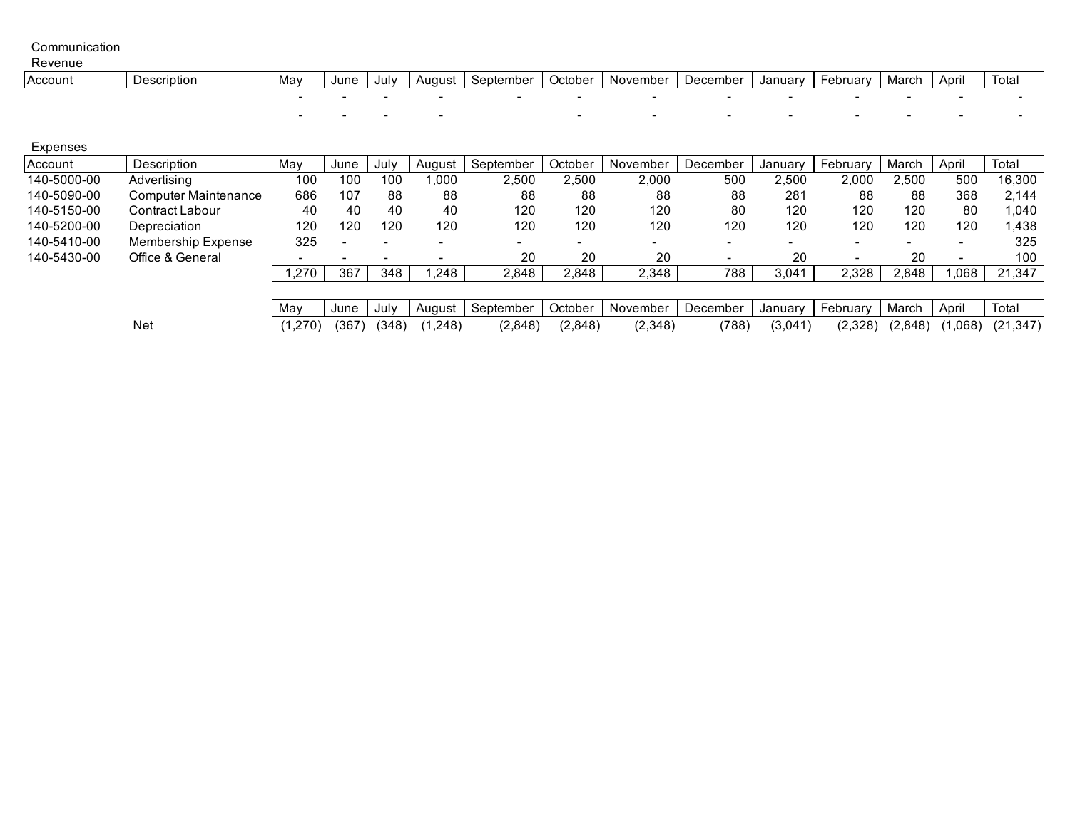Communication

Revenue

| Account | Description | May | June | July | August | September | October | November | December | January | February | March | April | Total |
|---|---|---|---|---|---|---|---|---|---|---|---|---|---|---|
| | | - | - | - | - | - | - | - | - | - | - | - | - | - |
| | | - | - | - | - | | - | - | - | - | - | - | - | - |

Expenses

| Account | Description | May | June | July | August | September | October | November | December | January | February | March | April | Total |
|---|---|---|---|---|---|---|---|---|---|---|---|---|---|---|
| 140-5000-00 | Advertising | 100 | 100 | 100 | 1,000 | 2,500 | 2,500 | 2,000 | 500 | 2,500 | 2,000 | 2,500 | 500 | 16,300 |
| 140-5090-00 | Computer Maintenance | 686 | 107 | 88 | 88 | 88 | 88 | 88 | 88 | 281 | 88 | 88 | 368 | 2,144 |
| 140-5150-00 | Contract Labour | 40 | 40 | 40 | 40 | 120 | 120 | 120 | 80 | 120 | 120 | 120 | 80 | 1,040 |
| 140-5200-00 | Depreciation | 120 | 120 | 120 | 120 | 120 | 120 | 120 | 120 | 120 | 120 | 120 | 120 | 1,438 |
| 140-5410-00 | Membership Expense | 325 | - | - | - | - | - | - | - | - | - | - | - | 325 |
| 140-5430-00 | Office & General | - | - | - | - | 20 | 20 | 20 | - | 20 | - | 20 | - | 100 |
| | | 1,270 | 367 | 348 | 1,248 | 2,848 | 2,848 | 2,348 | 788 | 3,041 | 2,328 | 2,848 | 1,068 | 21,347 |

| | | May | June | July | August | September | October | November | December | January | February | March | April | Total |
|---|---|---|---|---|---|---|---|---|---|---|---|---|---|---|
| | Net | (1,270) | (367) | (348) | (1,248) | (2,848) | (2,848) | (2,348) | (788) | (3,041) | (2,328) | (2,848) | (1,068) | (21,347) |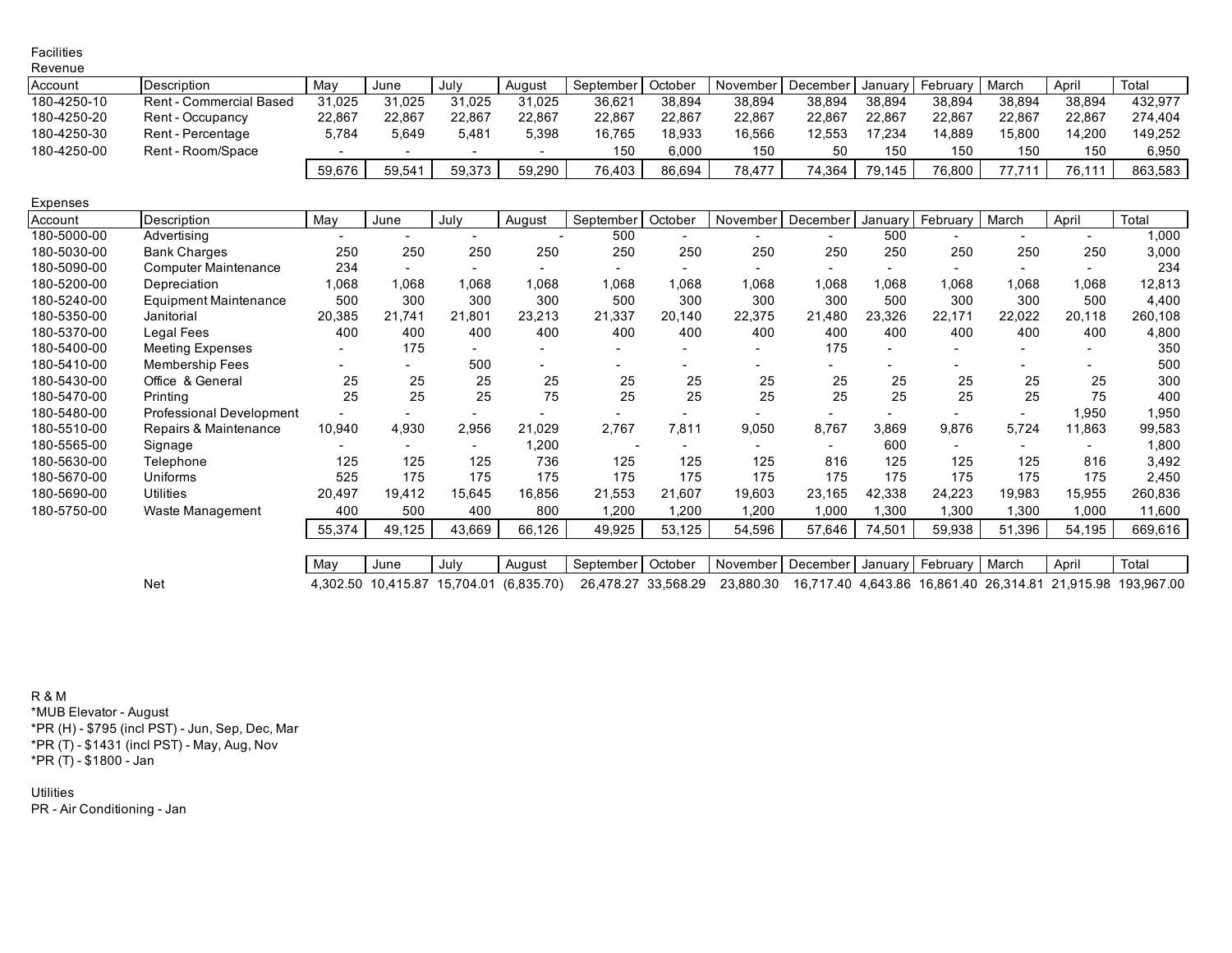Facilities

Revenue

| Account | Description | May | June | July | August | September | October | November | December | January | February | March | April | Total |
|---|---|---|---|---|---|---|---|---|---|---|---|---|---|---|
| 180-4250-10 | Rent - Commercial Based | 31,025 | 31,025 | 31,025 | 31,025 | 36,621 | 38,894 | 38,894 | 38,894 | 38,894 | 38,894 | 38,894 | 38,894 | 432,977 |
| 180-4250-20 | Rent - Occupancy | 22,867 | 22,867 | 22,867 | 22,867 | 22,867 | 22,867 | 22,867 | 22,867 | 22,867 | 22,867 | 22,867 | 22,867 | 274,404 |
| 180-4250-30 | Rent - Percentage | 5,784 | 5,649 | 5,481 | 5,398 | 16,765 | 18,933 | 16,566 | 12,553 | 17,234 | 14,889 | 15,800 | 14,200 | 149,252 |
| 180-4250-00 | Rent - Room/Space | - | - | - | - | 150 | 6,000 | 150 | 50 | 150 | 150 | 150 | 150 | 6,950 |
| | | 59,676 | 59,541 | 59,373 | 59,290 | 76,403 | 86,694 | 78,477 | 74,364 | 79,145 | 76,800 | 77,711 | 76,111 | 863,583 |

Expenses

| Account | Description | May | June | July | August | September | October | November | December | January | February | March | April | Total |
|---|---|---|---|---|---|---|---|---|---|---|---|---|---|---|
| 180-5000-00 | Advertising | - | - | - | - | 500 | - | - | - | 500 | - | - | - | 1,000 |
| 180-5030-00 | Bank Charges | 250 | 250 | 250 | 250 | 250 | 250 | 250 | 250 | 250 | 250 | 250 | 250 | 3,000 |
| 180-5090-00 | Computer Maintenance | 234 | - | - | - | - | - | - | - | - | - | - | - | 234 |
| 180-5200-00 | Depreciation | 1,068 | 1,068 | 1,068 | 1,068 | 1,068 | 1,068 | 1,068 | 1,068 | 1,068 | 1,068 | 1,068 | 1,068 | 12,813 |
| 180-5240-00 | Equipment Maintenance | 500 | 300 | 300 | 300 | 500 | 300 | 300 | 300 | 500 | 300 | 300 | 500 | 4,400 |
| 180-5350-00 | Janitorial | 20,385 | 21,741 | 21,801 | 23,213 | 21,337 | 20,140 | 22,375 | 21,480 | 23,326 | 22,171 | 22,022 | 20,118 | 260,108 |
| 180-5370-00 | Legal Fees | 400 | 400 | 400 | 400 | 400 | 400 | 400 | 400 | 400 | 400 | 400 | 400 | 4,800 |
| 180-5400-00 | Meeting Expenses | - | 175 | - | - | - | - | - | 175 | - | - | - | - | 350 |
| 180-5410-00 | Membership Fees | - | - | 500 | - | - | - | - | - | - | - | - | - | 500 |
| 180-5430-00 | Office & General | 25 | 25 | 25 | 25 | 25 | 25 | 25 | 25 | 25 | 25 | 25 | 25 | 300 |
| 180-5470-00 | Printing | 25 | 25 | 25 | 75 | 25 | 25 | 25 | 25 | 25 | 25 | 25 | 75 | 400 |
| 180-5480-00 | Professional Development | - | - | - | - | - | - | - | - | - | - | - | 1,950 | 1,950 |
| 180-5510-00 | Repairs & Maintenance | 10,940 | 4,930 | 2,956 | 21,029 | 2,767 | 7,811 | 9,050 | 8,767 | 3,869 | 9,876 | 5,724 | 11,863 | 99,583 |
| 180-5565-00 | Signage | - | - | - | 1,200 | - | - | - | - | 600 | - | - | - | 1,800 |
| 180-5630-00 | Telephone | 125 | 125 | 125 | 736 | 125 | 125 | 125 | 816 | 125 | 125 | 125 | 816 | 3,492 |
| 180-5670-00 | Uniforms | 525 | 175 | 175 | 175 | 175 | 175 | 175 | 175 | 175 | 175 | 175 | 175 | 2,450 |
| 180-5690-00 | Utilities | 20,497 | 19,412 | 15,645 | 16,856 | 21,553 | 21,607 | 19,603 | 23,165 | 42,338 | 24,223 | 19,983 | 15,955 | 260,836 |
| 180-5750-00 | Waste Management | 400 | 500 | 400 | 800 | 1,200 | 1,200 | 1,200 | 1,000 | 1,300 | 1,300 | 1,300 | 1,000 | 11,600 |
| | | 55,374 | 49,125 | 43,669 | 66,126 | 49,925 | 53,125 | 54,596 | 57,646 | 74,501 | 59,938 | 51,396 | 54,195 | 669,616 |

| | | May | June | July | August | September | October | November | December | January | February | March | April | Total |
|---|---|---|---|---|---|---|---|---|---|---|---|---|---|---|
| | Net | 4,302.50 | 10,415.87 | 15,704.01 | (6,835.70) | 26,478.27 | 33,568.29 | 23,880.30 | 16,717.40 | 4,643.86 | 16,861.40 | 26,314.81 | 21,915.98 | 193,967.00 |

R & M

*MUB Elevator - August

*PR (H) - $795 (incl PST) - Jun, Sep, Dec, Mar

*PR (T) - $1431 (incl PST) - May, Aug, Nov

*PR (T) - $1800 - Jan

Utilities

PR - Air Conditioning - Jan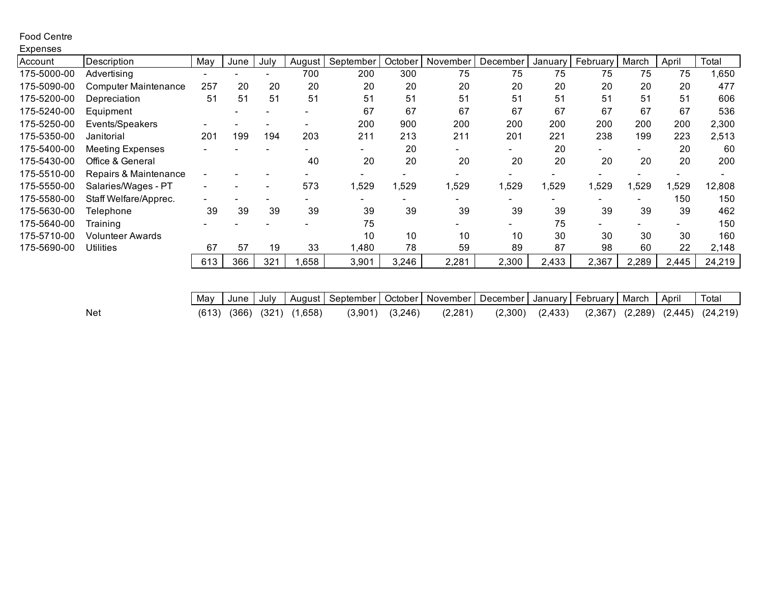Food Centre
Expenses

| Account | Description | May | June | July | August | September | October | November | December | January | February | March | April | Total |
|---|---|---|---|---|---|---|---|---|---|---|---|---|---|---|
| 175-5000-00 | Advertising | - | - | - | 700 | 200 | 300 | 75 | 75 | 75 | 75 | 75 | 75 | 1,650 |
| 175-5090-00 | Computer Maintenance | 257 | 20 | 20 | 20 | 20 | 20 | 20 | 20 | 20 | 20 | 20 | 20 | 477 |
| 175-5200-00 | Depreciation | 51 | 51 | 51 | 51 | 51 | 51 | 51 | 51 | 51 | 51 | 51 | 51 | 606 |
| 175-5240-00 | Equipment | | - | - | - | 67 | 67 | 67 | 67 | 67 | 67 | 67 | 67 | 536 |
| 175-5250-00 | Events/Speakers | - | - | - | - | 200 | 900 | 200 | 200 | 200 | 200 | 200 | 200 | 2,300 |
| 175-5350-00 | Janitorial | 201 | 199 | 194 | 203 | 211 | 213 | 211 | 201 | 221 | 238 | 199 | 223 | 2,513 |
| 175-5400-00 | Meeting Expenses | - | - | - | - | - | 20 | - | - | 20 | - | - | 20 | 60 |
| 175-5430-00 | Office & General | | | | 40 | 20 | 20 | 20 | 20 | 20 | 20 | 20 | 20 | 200 |
| 175-5510-00 | Repairs & Maintenance | - | - | - | - | - | - | - | - | - | - | - | - | - |
| 175-5550-00 | Salaries/Wages - PT | - | - | - | 573 | 1,529 | 1,529 | 1,529 | 1,529 | 1,529 | 1,529 | 1,529 | 1,529 | 12,808 |
| 175-5580-00 | Staff Welfare/Apprec. | - | - | - | - | - | - | - | - | - | - | - | 150 | 150 |
| 175-5630-00 | Telephone | 39 | 39 | 39 | 39 | 39 | 39 | 39 | 39 | 39 | 39 | 39 | 39 | 462 |
| 175-5640-00 | Training | - | - | - | - | 75 | | - | - | 75 | - | - | - | 150 |
| 175-5710-00 | Volunteer Awards | | | | | 10 | 10 | 10 | 10 | 30 | 30 | 30 | 30 | 160 |
| 175-5690-00 | Utilities | 67 | 57 | 19 | 33 | 1,480 | 78 | 59 | 89 | 87 | 98 | 60 | 22 | 2,148 |
| | | 613 | 366 | 321 | 1,658 | 3,901 | 3,246 | 2,281 | 2,300 | 2,433 | 2,367 | 2,289 | 2,445 | 24,219 |

| | May | June | July | August | September | October | November | December | January | February | March | April | Total |
|---|---|---|---|---|---|---|---|---|---|---|---|---|---|
| Net | (613) | (366) | (321) | (1,658) | (3,901) | (3,246) | (2,281) | (2,300) | (2,433) | (2,367) | (2,289) | (2,445) | (24,219) |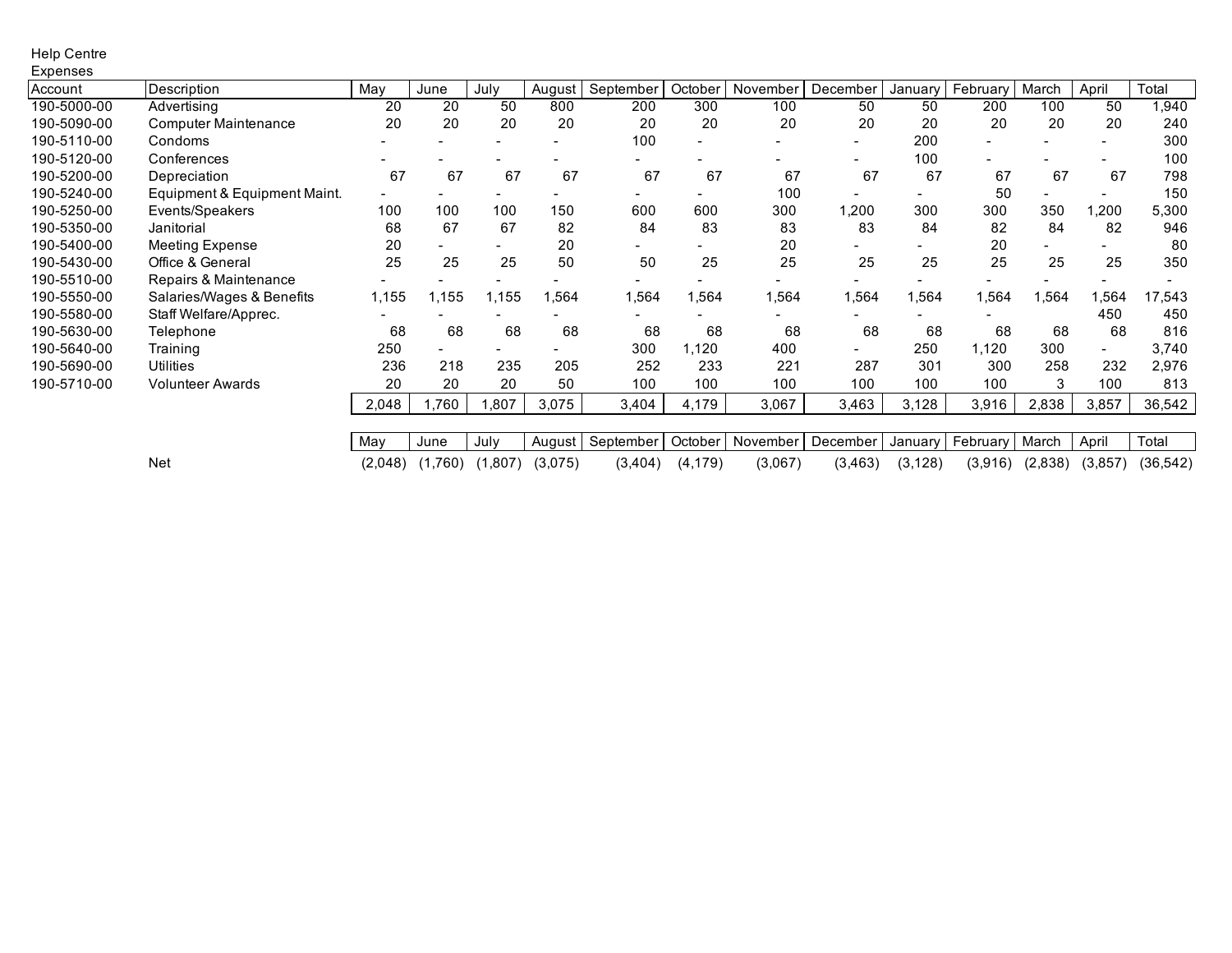Help Centre
Expenses

| Account | Description | May | June | July | August | September | October | November | December | January | February | March | April | Total |
|---|---|---|---|---|---|---|---|---|---|---|---|---|---|---|
| 190-5000-00 | Advertising | 20 | 20 | 50 | 800 | 200 | 300 | 100 | 50 | 50 | 200 | 100 | 50 | 1,940 |
| 190-5090-00 | Computer Maintenance | 20 | 20 | 20 | 20 | 20 | 20 | 20 | 20 | 20 | 20 | 20 | 20 | 240 |
| 190-5110-00 | Condoms | - | - | - | - | 100 | - | - | - | 200 | - | - | - | 300 |
| 190-5120-00 | Conferences | - | - | - | - | - | - | - | - | 100 | - | - | - | 100 |
| 190-5200-00 | Depreciation | 67 | 67 | 67 | 67 | 67 | 67 | 67 | 67 | 67 | 67 | 67 | 67 | 798 |
| 190-5240-00 | Equipment & Equipment Maint. | - | - | - | - | - | - | 100 | - | - | 50 | - | - | 150 |
| 190-5250-00 | Events/Speakers | 100 | 100 | 100 | 150 | 600 | 600 | 300 | 1,200 | 300 | 300 | 350 | 1,200 | 5,300 |
| 190-5350-00 | Janitorial | 68 | 67 | 67 | 82 | 84 | 83 | 83 | 83 | 84 | 82 | 84 | 82 | 946 |
| 190-5400-00 | Meeting Expense | 20 | - | - | 20 | - | - | 20 | - | - | 20 | - | - | 80 |
| 190-5430-00 | Office & General | 25 | 25 | 25 | 50 | 50 | 25 | 25 | 25 | 25 | 25 | 25 | 25 | 350 |
| 190-5510-00 | Repairs & Maintenance | - | - | - | - | - | - | - | - | - | - | - | - | - |
| 190-5550-00 | Salaries/Wages & Benefits | 1,155 | 1,155 | 1,155 | 1,564 | 1,564 | 1,564 | 1,564 | 1,564 | 1,564 | 1,564 | 1,564 | 1,564 | 17,543 |
| 190-5580-00 | Staff Welfare/Apprec. | - | - | - | - | - | - | - | - | - | - | | 450 | 450 |
| 190-5630-00 | Telephone | 68 | 68 | 68 | 68 | 68 | 68 | 68 | 68 | 68 | 68 | 68 | 68 | 816 |
| 190-5640-00 | Training | 250 | - | - | - | 300 | 1,120 | 400 | - | 250 | 1,120 | 300 | - | 3,740 |
| 190-5690-00 | Utilities | 236 | 218 | 235 | 205 | 252 | 233 | 221 | 287 | 301 | 300 | 258 | 232 | 2,976 |
| 190-5710-00 | Volunteer Awards | 20 | 20 | 20 | 50 | 100 | 100 | 100 | 100 | 100 | 100 | 3 | 100 | 813 |
| | | 2,048 | 1,760 | 1,807 | 3,075 | 3,404 | 4,179 | 3,067 | 3,463 | 3,128 | 3,916 | 2,838 | 3,857 | 36,542 |

| | May | June | July | August | September | October | November | December | January | February | March | April | Total |
|---|---|---|---|---|---|---|---|---|---|---|---|---|---|
| Net | (2,048) | (1,760) | (1,807) | (3,075) | (3,404) | (4,179) | (3,067) | (3,463) | (3,128) | (3,916) | (2,838) | (3,857) | (36,542) |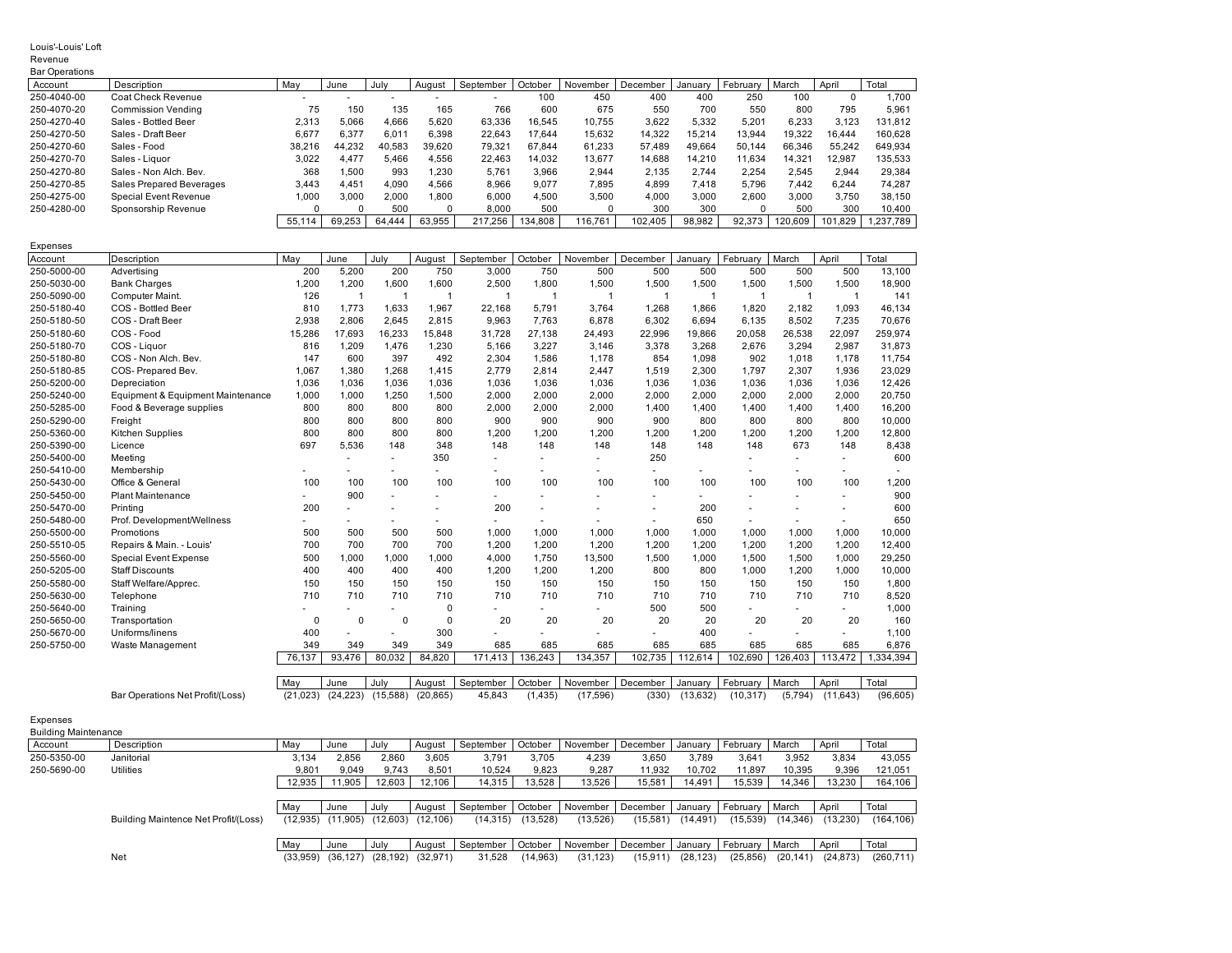Louis'-Louis' Loft

Revenue

Bar Operations

| Account | Description | May | June | July | August | September | October | November | December | January | February | March | April | Total |
|---|---|---|---|---|---|---|---|---|---|---|---|---|---|---|
| 250-4040-00 | Coat Check Revenue | - | - | - | - | - | 100 | 450 | 400 | 400 | 250 | 100 | 0 | 1,700 |
| 250-4070-20 | Commission Vending | 75 | 150 | 135 | 165 | 766 | 600 | 675 | 550 | 700 | 550 | 800 | 795 | 5,961 |
| 250-4270-40 | Sales - Bottled Beer | 2,313 | 5,066 | 4,666 | 5,620 | 63,336 | 16,545 | 10,755 | 3,622 | 5,332 | 5,201 | 6,233 | 3,123 | 131,812 |
| 250-4270-50 | Sales - Draft Beer | 6,677 | 6,377 | 6,011 | 6,398 | 22,643 | 17,644 | 15,632 | 14,322 | 15,214 | 13,944 | 19,322 | 16,444 | 160,628 |
| 250-4270-60 | Sales - Food | 38,216 | 44,232 | 40,583 | 39,620 | 79,321 | 67,844 | 61,233 | 57,489 | 49,664 | 50,144 | 66,346 | 55,242 | 649,934 |
| 250-4270-70 | Sales - Liquor | 3,022 | 4,477 | 5,466 | 4,556 | 22,463 | 14,032 | 13,677 | 14,688 | 14,210 | 11,634 | 14,321 | 12,987 | 135,533 |
| 250-4270-80 | Sales - Non Alch. Bev. | 368 | 1,500 | 993 | 1,230 | 5,761 | 3,966 | 2,944 | 2,135 | 2,744 | 2,254 | 2,545 | 2,944 | 29,384 |
| 250-4270-85 | Sales Prepared Beverages | 3,443 | 4,451 | 4,090 | 4,566 | 8,966 | 9,077 | 7,895 | 4,899 | 7,418 | 5,796 | 7,442 | 6,244 | 74,287 |
| 250-4275-00 | Special Event Revenue | 1,000 | 3,000 | 2,000 | 1,800 | 6,000 | 4,500 | 3,500 | 4,000 | 3,000 | 2,600 | 3,000 | 3,750 | 38,150 |
| 250-4280-00 | Sponsorship Revenue | 0 | 0 | 500 | 0 | 8,000 | 500 | 0 | 300 | 300 | 0 | 500 | 300 | 10,400 |
| | | 55,114 | 69,253 | 64,444 | 63,955 | 217,256 | 134,808 | 116,761 | 102,405 | 98,982 | 92,373 | 120,609 | 101,829 | 1,237,789 |

Expenses

| Account | Description | May | June | July | August | September | October | November | December | January | February | March | April | Total |
|---|---|---|---|---|---|---|---|---|---|---|---|---|---|---|
| 250-5000-00 | Advertising | 200 | 5,200 | 200 | 750 | 3,000 | 750 | 500 | 500 | 500 | 500 | 500 | 500 | 13,100 |
| 250-5030-00 | Bank Charges | 1,200 | 1,200 | 1,600 | 1,600 | 2,500 | 1,800 | 1,500 | 1,500 | 1,500 | 1,500 | 1,500 | 1,500 | 18,900 |
| 250-5090-00 | Computer Maint. | 126 | 1 | 1 | 1 | 1 | 1 | 1 | 1 | 1 | 1 | 1 | 1 | 141 |
| 250-5180-40 | COS - Bottled Beer | 810 | 1,773 | 1,633 | 1,967 | 22,168 | 5,791 | 3,764 | 1,268 | 1,866 | 1,820 | 2,182 | 1,093 | 46,134 |
| 250-5180-50 | COS - Draft Beer | 2,938 | 2,806 | 2,645 | 2,815 | 9,963 | 7,763 | 6,878 | 6,302 | 6,694 | 6,135 | 8,502 | 7,235 | 70,676 |
| 250-5180-60 | COS - Food | 15,286 | 17,693 | 16,233 | 15,848 | 31,728 | 27,138 | 24,493 | 22,996 | 19,866 | 20,058 | 26,538 | 22,097 | 259,974 |
| 250-5180-70 | COS - Liquor | 816 | 1,209 | 1,476 | 1,230 | 5,166 | 3,227 | 3,146 | 3,378 | 3,268 | 2,676 | 3,294 | 2,987 | 31,873 |
| 250-5180-80 | COS - Non Alch. Bev. | 147 | 600 | 397 | 492 | 2,304 | 1,586 | 1,178 | 854 | 1,098 | 902 | 1,018 | 1,178 | 11,754 |
| 250-5180-85 | COS- Prepared Bev. | 1,067 | 1,380 | 1,268 | 1,415 | 2,779 | 2,814 | 2,447 | 1,519 | 2,300 | 1,797 | 2,307 | 1,936 | 23,029 |
| 250-5200-00 | Depreciation | 1,036 | 1,036 | 1,036 | 1,036 | 1,036 | 1,036 | 1,036 | 1,036 | 1,036 | 1,036 | 1,036 | 1,036 | 12,426 |
| 250-5240-00 | Equipment & Equipment Maintenance | 1,000 | 1,000 | 1,250 | 1,500 | 2,000 | 2,000 | 2,000 | 2,000 | 2,000 | 2,000 | 2,000 | 2,000 | 20,750 |
| 250-5285-00 | Food & Beverage supplies | 800 | 800 | 800 | 800 | 2,000 | 2,000 | 2,000 | 1,400 | 1,400 | 1,400 | 1,400 | 1,400 | 16,200 |
| 250-5290-00 | Freight | 800 | 800 | 800 | 800 | 900 | 900 | 900 | 900 | 800 | 800 | 800 | 800 | 10,000 |
| 250-5360-00 | Kitchen Supplies | 800 | 800 | 800 | 800 | 1,200 | 1,200 | 1,200 | 1,200 | 1,200 | 1,200 | 1,200 | 1,200 | 12,800 |
| 250-5390-00 | Licence | 697 | 5,536 | 148 | 348 | 148 | 148 | 148 | 148 | 148 | 148 | 673 | 148 | 8,438 |
| 250-5400-00 | Meeting | | - | - | 350 | - | - | - | 250 | | - | - | - | 600 |
| 250-5410-00 | Membership | | - | - | - | - | - | - | - | - | - | - | - | - |
| 250-5430-00 | Office & General | 100 | 100 | 100 | 100 | 100 | 100 | 100 | 100 | 100 | 100 | 100 | 100 | 1,200 |
| 250-5450-00 | Plant Maintenance | - | 900 | - | - | - | - | - | - | - | - | - | - | 900 |
| 250-5470-00 | Printing | 200 | - | - | - | 200 | - | - | - | 200 | - | - | - | 600 |
| 250-5480-00 | Prof. Development/Wellness | - | - | - | - | - | - | - | - | 650 | - | - | - | 650 |
| 250-5500-00 | Promotions | 500 | 500 | 500 | 500 | 1,000 | 1,000 | 1,000 | 1,000 | 1,000 | 1,000 | 1,000 | 1,000 | 10,000 |
| 250-5510-05 | Repairs & Main. - Louis' | 700 | 700 | 700 | 700 | 1,200 | 1,200 | 1,200 | 1,200 | 1,200 | 1,200 | 1,200 | 1,200 | 12,400 |
| 250-5560-00 | Special Event Expense | 500 | 1,000 | 1,000 | 1,000 | 4,000 | 1,750 | 13,500 | 1,500 | 1,000 | 1,500 | 1,500 | 1,000 | 29,250 |
| 250-5205-00 | Staff Discounts | 400 | 400 | 400 | 400 | 1,200 | 1,200 | 1,200 | 800 | 800 | 1,000 | 1,200 | 1,000 | 10,000 |
| 250-5580-00 | Staff Welfare/Apprec. | 150 | 150 | 150 | 150 | 150 | 150 | 150 | 150 | 150 | 150 | 150 | 150 | 1,800 |
| 250-5630-00 | Telephone | 710 | 710 | 710 | 710 | 710 | 710 | 710 | 710 | 710 | 710 | 710 | 710 | 8,520 |
| 250-5640-00 | Training | - | - | - | 0 | - | - | - | 500 | 500 | - | - | - | 1,000 |
| 250-5650-00 | Transportation | 0 | 0 | 0 | 0 | 20 | 20 | 20 | 20 | 20 | 20 | 20 | 20 | 160 |
| 250-5670-00 | Uniforms/linens | 400 | - | - | 300 | - | - | - | - | 400 | - | - | - | 1,100 |
| 250-5750-00 | Waste Management | 349 | 349 | 349 | 349 | 685 | 685 | 685 | 685 | 685 | 685 | 685 | 685 | 6,876 |
| | | 76,137 | 93,476 | 80,032 | 84,820 | 171,413 | 136,243 | 134,357 | 102,735 | 112,614 | 102,690 | 126,403 | 113,472 | 1,334,394 |

| | May | June | July | August | September | October | November | December | January | February | March | April | Total |
|---|---|---|---|---|---|---|---|---|---|---|---|---|---|
| Bar Operations Net Profit/(Loss) | (21,023) | (24,223) | (15,588) | (20,865) | 45,843 | (1,435) | (17,596) | (330) | (13,632) | (10,317) | (5,794) | (11,643) | (96,605) |

Expenses

Building Maintenance

| Account | Description | May | June | July | August | September | October | November | December | January | February | March | April | Total |
|---|---|---|---|---|---|---|---|---|---|---|---|---|---|---|
| 250-5350-00 | Janitorial | 3,134 | 2,856 | 2,860 | 3,605 | 3,791 | 3,705 | 4,239 | 3,650 | 3,789 | 3,641 | 3,952 | 3,834 | 43,055 |
| 250-5690-00 | Utilities | 9,801 | 9,049 | 9,743 | 8,501 | 10,524 | 9,823 | 9,287 | 11,932 | 10,702 | 11,897 | 10,395 | 9,396 | 121,051 |
| | | 12,935 | 11,905 | 12,603 | 12,106 | 14,315 | 13,528 | 13,526 | 15,581 | 14,491 | 15,539 | 14,346 | 13,230 | 164,106 |

| | May | June | July | August | September | October | November | December | January | February | March | April | Total |
|---|---|---|---|---|---|---|---|---|---|---|---|---|---|
| Building Maintence Net Profit/(Loss) | (12,935) | (11,905) | (12,603) | (12,106) | (14,315) | (13,528) | (13,526) | (15,581) | (14,491) | (15,539) | (14,346) | (13,230) | (164,106) |

| | May | June | July | August | September | October | November | December | January | February | March | April | Total |
|---|---|---|---|---|---|---|---|---|---|---|---|---|---|
| Net | (33,959) | (36,127) | (28,192) | (32,971) | 31,528 | (14,963) | (31,123) | (15,911) | (28,123) | (25,856) | (20,141) | (24,873) | (260,711) |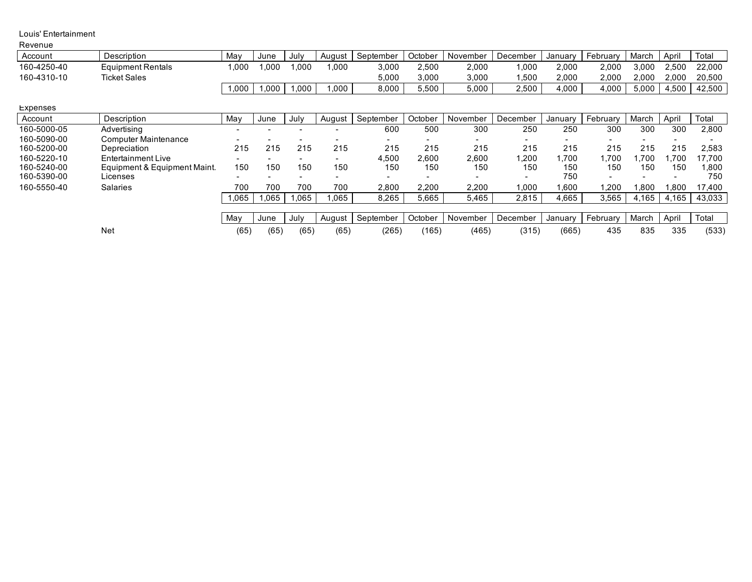Louis' Entertainment

Revenue

| Account | Description | May | June | July | August | September | October | November | December | January | February | March | April | Total |
|---|---|---|---|---|---|---|---|---|---|---|---|---|---|---|
| 160-4250-40 | Equipment Rentals | 1,000 | 1,000 | 1,000 | 1,000 | 3,000 | 2,500 | 2,000 | 1,000 | 2,000 | 2,000 | 3,000 | 2,500 | 22,000 |
| 160-4310-10 | Ticket Sales | | | | | 5,000 | 3,000 | 3,000 | 1,500 | 2,000 | 2,000 | 2,000 | 2,000 | 20,500 |
| | | 1,000 | 1,000 | 1,000 | 1,000 | 8,000 | 5,500 | 5,000 | 2,500 | 4,000 | 4,000 | 5,000 | 4,500 | 42,500 |

Expenses

| Account | Description | May | June | July | August | September | October | November | December | January | February | March | April | Total |
|---|---|---|---|---|---|---|---|---|---|---|---|---|---|---|
| 160-5000-05 | Advertising | - | - | - | - | 600 | 500 | 300 | 250 | 250 | 300 | 300 | 300 | 2,800 |
| 160-5090-00 | Computer Maintenance | - | - | - | - | - | - | - | - | - | - | - | - | - |
| 160-5200-00 | Depreciation | 215 | 215 | 215 | 215 | 215 | 215 | 215 | 215 | 215 | 215 | 215 | 215 | 2,583 |
| 160-5220-10 | Entertainment Live | - | - | - | - | 4,500 | 2,600 | 2,600 | 1,200 | 1,700 | 1,700 | 1,700 | 1,700 | 17,700 |
| 160-5240-00 | Equipment & Equipment Maint. | 150 | 150 | 150 | 150 | 150 | 150 | 150 | 150 | 150 | 150 | 150 | 150 | 1,800 |
| 160-5390-00 | Licenses | - | - | - | - | - | - | - | - | 750 | - | - | - | 750 |
| 160-5550-40 | Salaries | 700 | 700 | 700 | 700 | 2,800 | 2,200 | 2,200 | 1,000 | 1,600 | 1,200 | 1,800 | 1,800 | 17,400 |
| | | 1,065 | 1,065 | 1,065 | 1,065 | 8,265 | 5,665 | 5,465 | 2,815 | 4,665 | 3,565 | 4,165 | 4,165 | 43,033 |

| | | May | June | July | August | September | October | November | December | January | February | March | April | Total |
|---|---|---|---|---|---|---|---|---|---|---|---|---|---|---|
| | Net | (65) | (65) | (65) | (65) | (265) | (165) | (465) | (315) | (665) | 435 | 835 | 335 | (533) |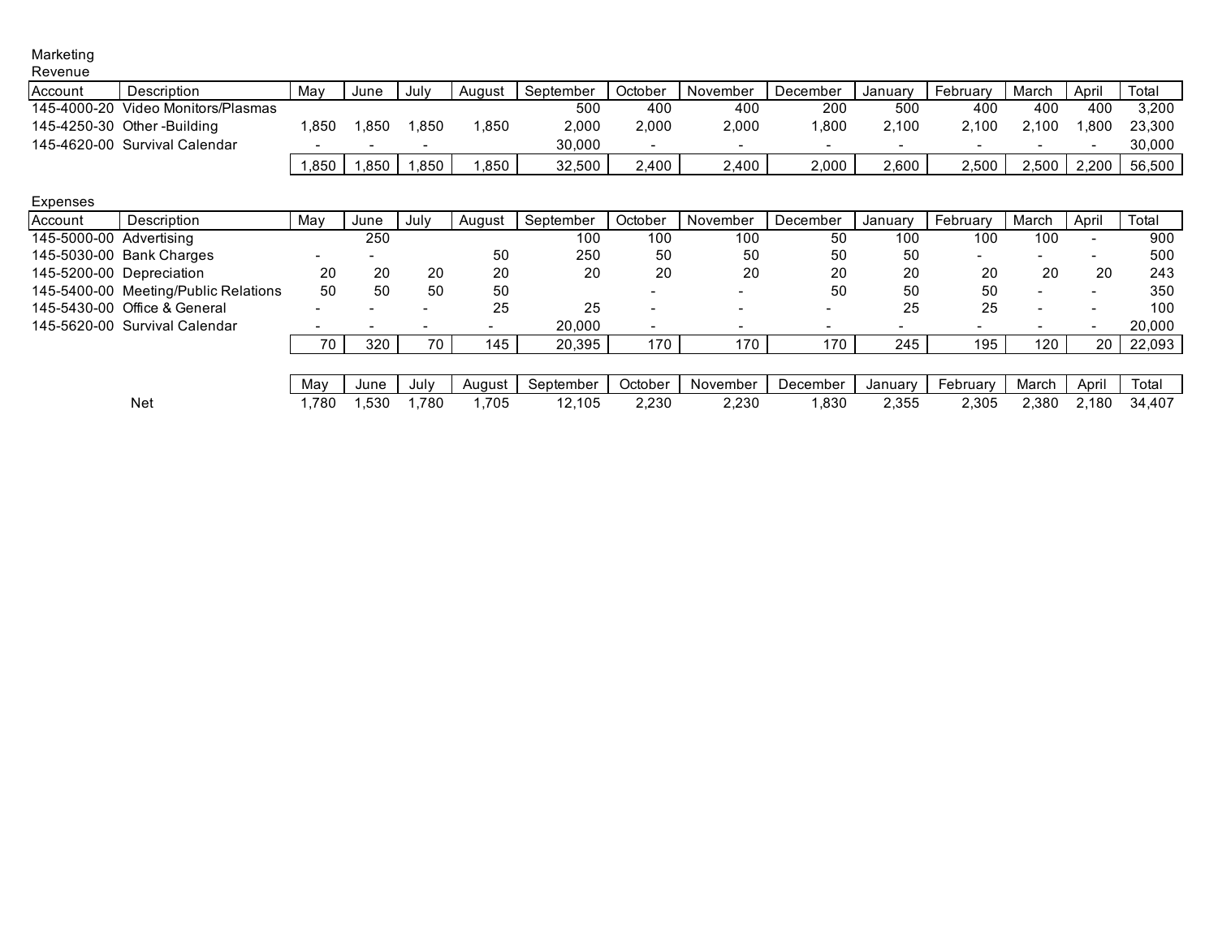Marketing

Revenue

| Account | Description | May | June | July | August | September | October | November | December | January | February | March | April | Total |
|---|---|---|---|---|---|---|---|---|---|---|---|---|---|---|
| 145-4000-20 | Video Monitors/Plasmas | | | | | 500 | 400 | 400 | 200 | 500 | 400 | 400 | 400 | 3,200 |
| 145-4250-30 | Other -Building | 1,850 | 1,850 | 1,850 | 1,850 | 2,000 | 2,000 | 2,000 | 1,800 | 2,100 | 2,100 | 2,100 | 1,800 | 23,300 |
| 145-4620-00 | Survival Calendar | - | - | - | | 30,000 | - | - | - | - | - | - | - | 30,000 |
| | | 1,850 | 1,850 | 1,850 | 1,850 | 32,500 | 2,400 | 2,400 | 2,000 | 2,600 | 2,500 | 2,500 | 2,200 | 56,500 |

Expenses

| Account | Description | May | June | July | August | September | October | November | December | January | February | March | April | Total |
|---|---|---|---|---|---|---|---|---|---|---|---|---|---|---|
| 145-5000-00 | Advertising | | 250 | | | 100 | 100 | 100 | 50 | 100 | 100 | 100 | - | 900 |
| 145-5030-00 | Bank Charges | - | - | | 50 | 250 | 50 | 50 | 50 | 50 | - | - | - | 500 |
| 145-5200-00 | Depreciation | 20 | 20 | 20 | 20 | 20 | 20 | 20 | 20 | 20 | 20 | 20 | 20 | 243 |
| 145-5400-00 | Meeting/Public Relations | 50 | 50 | 50 | 50 | | - | - | 50 | 50 | 50 | - | - | 350 |
| 145-5430-00 | Office & General | - | - | - | 25 | 25 | - | - | - | 25 | 25 | - | - | 100 |
| 145-5620-00 | Survival Calendar | - | - | - | - | 20,000 | - | - | - | - | - | - | - | 20,000 |
| | | 70 | 320 | 70 | 145 | 20,395 | 170 | 170 | 170 | 245 | 195 | 120 | 20 | 22,093 |

| | May | June | July | August | September | October | November | December | January | February | March | April | Total |
|---|---|---|---|---|---|---|---|---|---|---|---|---|---|
| Net | 1,780 | 1,530 | 1,780 | 1,705 | 12,105 | 2,230 | 2,230 | 1,830 | 2,355 | 2,305 | 2,380 | 2,180 | 34,407 |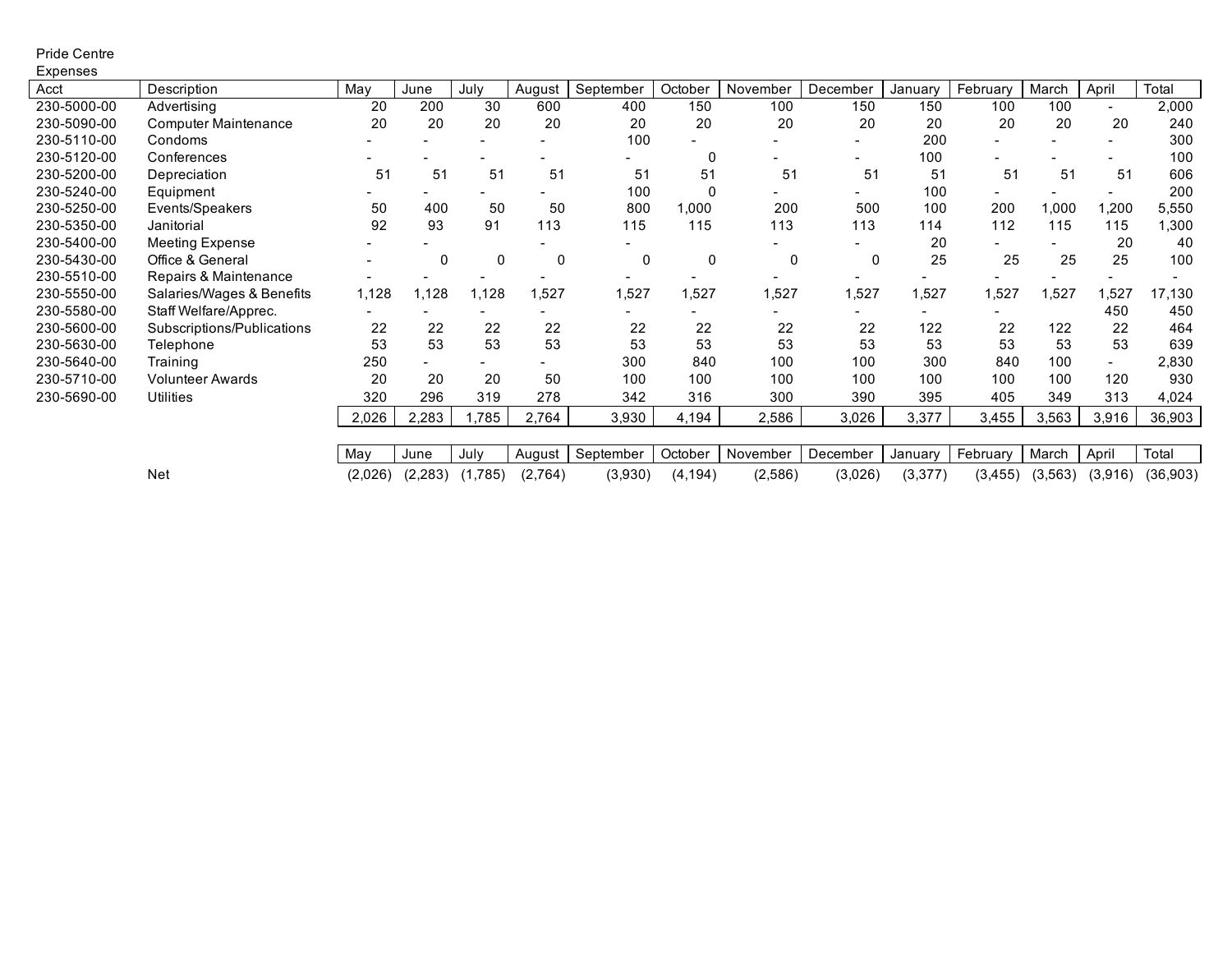Pride Centre

Expenses

| Acct | Description | May | June | July | August | September | October | November | December | January | February | March | April | Total |
|---|---|---|---|---|---|---|---|---|---|---|---|---|---|---|
| 230-5000-00 | Advertising | 20 | 200 | 30 | 600 | 400 | 150 | 100 | 150 | 150 | 100 | 100 | - | 2,000 |
| 230-5090-00 | Computer Maintenance | 20 | 20 | 20 | 20 | 20 | 20 | 20 | 20 | 20 | 20 | 20 | 20 | 240 |
| 230-5110-00 | Condoms | - | - | - | - | 100 | - | - | - | 200 | - | - | - | 300 |
| 230-5120-00 | Conferences | - | - | - | - | - | 0 | - | - | 100 | - | - | - | 100 |
| 230-5200-00 | Depreciation | 51 | 51 | 51 | 51 | 51 | 51 | 51 | 51 | 51 | 51 | 51 | 51 | 606 |
| 230-5240-00 | Equipment | - | - | - | - | 100 | 0 | - | - | 100 | - | - | - | 200 |
| 230-5250-00 | Events/Speakers | 50 | 400 | 50 | 50 | 800 | 1,000 | 200 | 500 | 100 | 200 | 1,000 | 1,200 | 5,550 |
| 230-5350-00 | Janitorial | 92 | 93 | 91 | 113 | 115 | 115 | 113 | 113 | 114 | 112 | 115 | 115 | 1,300 |
| 230-5400-00 | Meeting Expense | - | - | | - | - | | - | - | 20 | - | - | 20 | 40 |
| 230-5430-00 | Office & General | - | 0 | 0 | 0 | 0 | 0 | 0 | 0 | 25 | 25 | 25 | 25 | 100 |
| 230-5510-00 | Repairs & Maintenance | - | - | - | - | - | - | - | - | - | - | - | - | - |
| 230-5550-00 | Salaries/Wages & Benefits | 1,128 | 1,128 | 1,128 | 1,527 | 1,527 | 1,527 | 1,527 | 1,527 | 1,527 | 1,527 | 1,527 | 1,527 | 17,130 |
| 230-5580-00 | Staff Welfare/Apprec. | - | - | - | - | - | - | - | - | - | - | | 450 | 450 |
| 230-5600-00 | Subscriptions/Publications | 22 | 22 | 22 | 22 | 22 | 22 | 22 | 22 | 122 | 22 | 122 | 22 | 464 |
| 230-5630-00 | Telephone | 53 | 53 | 53 | 53 | 53 | 53 | 53 | 53 | 53 | 53 | 53 | 53 | 639 |
| 230-5640-00 | Training | 250 | - | - | - | 300 | 840 | 100 | 100 | 300 | 840 | 100 | - | 2,830 |
| 230-5710-00 | Volunteer Awards | 20 | 20 | 20 | 50 | 100 | 100 | 100 | 100 | 100 | 100 | 100 | 120 | 930 |
| 230-5690-00 | Utilities | 320 | 296 | 319 | 278 | 342 | 316 | 300 | 390 | 395 | 405 | 349 | 313 | 4,024 |
| | | 2,026 | 2,283 | 1,785 | 2,764 | 3,930 | 4,194 | 2,586 | 3,026 | 3,377 | 3,455 | 3,563 | 3,916 | 36,903 |

| | May | June | July | August | September | October | November | December | January | February | March | April | Total |
|---|---|---|---|---|---|---|---|---|---|---|---|---|---|
| Net | (2,026) | (2,283) | (1,785) | (2,764) | (3,930) | (4,194) | (2,586) | (3,026) | (3,377) | (3,455) | (3,563) | (3,916) | (36,903) |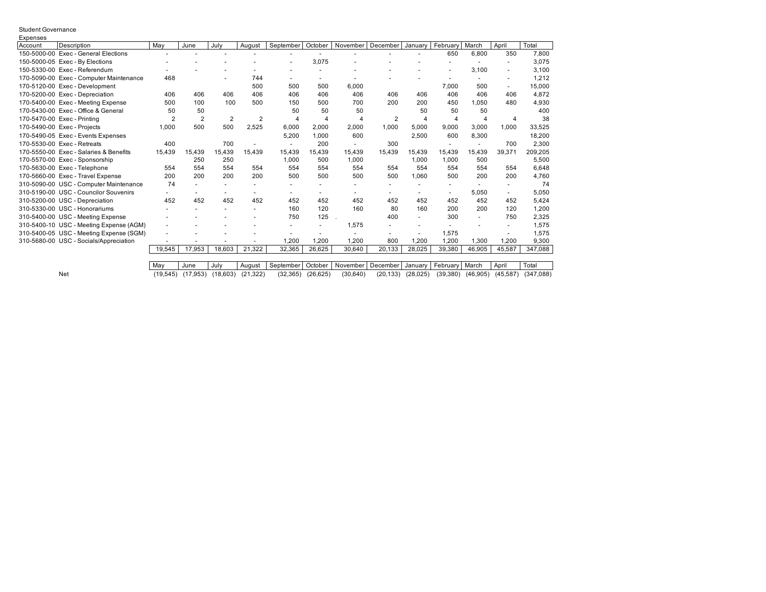Student Governance

Expenses

| Account | Description | May | June | July | August | September | October | November | December | January | February | March | April | Total |
|---|---|---|---|---|---|---|---|---|---|---|---|---|---|---|
| 150-5000-00 | Exec - General Elections | - | - | - | - | - | - | - | - | - | 650 | 6,800 | 350 | 7,800 |
| 150-5000-05 | Exec - By Elections | - | - | - | - | - | 3,075 | - | - | - | - | - | - | 3,075 |
| 150-5330-00 | Exec - Referendum | - | - | - | - | - | - | - | - | - | - | 3,100 | - | 3,100 |
| 170-5090-00 | Exec - Computer Maintenance | 468 | | - | 744 | - | - | - | - | - | - | - | - | 1,212 |
| 170-5120-00 | Exec - Development | | | | 500 | 500 | 500 | 6,000 | | | 7,000 | 500 | - | 15,000 |
| 170-5200-00 | Exec - Depreciation | 406 | 406 | 406 | 406 | 406 | 406 | 406 | 406 | 406 | 406 | 406 | 406 | 4,872 |
| 170-5400-00 | Exec - Meeting Expense | 500 | 100 | 100 | 500 | 150 | 500 | 700 | 200 | 200 | 450 | 1,050 | 480 | 4,930 |
| 170-5430-00 | Exec - Office & General | 50 | 50 | | | 50 | 50 | 50 | | 50 | 50 | 50 | | 400 |
| 170-5470-00 | Exec - Printing | 2 | 2 | 2 | 2 | 4 | 4 | 4 | 2 | 4 | 4 | 4 | 4 | 38 |
| 170-5490-00 | Exec - Projects | 1,000 | 500 | 500 | 2,525 | 6,000 | 2,000 | 2,000 | 1,000 | 5,000 | 9,000 | 3,000 | 1,000 | 33,525 |
| 170-5490-05 | Exec - Events Expenses | | | | | 5,200 | 1,000 | 600 | | 2,500 | 600 | 8,300 | | 18,200 |
| 170-5530-00 | Exec - Retreats | 400 | | 700 | - | - | 200 | - | 300 | | - | - | 700 | 2,300 |
| 170-5550-00 | Exec - Salaries & Benefits | 15,439 | 15,439 | 15,439 | 15,439 | 15,439 | 15,439 | 15,439 | 15,439 | 15,439 | 15,439 | 15,439 | 39,371 | 209,205 |
| 170-5570-00 | Exec - Sponsorship | | 250 | 250 | | 1,000 | 500 | 1,000 | | 1,000 | 1,000 | 500 | | 5,500 |
| 170-5630-00 | Exec - Telephone | 554 | 554 | 554 | 554 | 554 | 554 | 554 | 554 | 554 | 554 | 554 | 554 | 6,648 |
| 170-5660-00 | Exec - Travel Expense | 200 | 200 | 200 | 200 | 500 | 500 | 500 | 500 | 1,060 | 500 | 200 | 200 | 4,760 |
| 310-5090-00 | USC - Computer Maintenance | 74 | - | - | - | - | - | - | - | - | - | - | - | 74 |
| 310-5190-00 | USC - Councilor Souvenirs | - | - | - | - | - | - | - | - | - | - | 5,050 | - | 5,050 |
| 310-5200-00 | USC - Depreciation | 452 | 452 | 452 | 452 | 452 | 452 | 452 | 452 | 452 | 452 | 452 | 452 | 5,424 |
| 310-5330-00 | USC - Honorariums | - | - | - | - | 160 | 120 | 160 | 80 | 160 | 200 | 200 | 120 | 1,200 |
| 310-5400-00 | USC - Meeting Expense | - | - | - | - | 750 | 125 | . | 400 | - | 300 | - | 750 | 2,325 |
| 310-5400-10 | USC - Meeting Expense (AGM) | - | - | - | - | - | - | 1,575 | - | - | - | - | - | 1,575 |
| 310-5400-05 | USC - Meeting Expense (SGM) | - | - | - | - | - | - | - | - | - | 1,575 | | - | 1,575 |
| 310-5680-00 | USC - Socials/Appreciation | - | - | - | - | 1,200 | 1,200 | 1,200 | 800 | 1,200 | 1,200 | 1,300 | 1,200 | 9,300 |
| | | 19,545 | 17,953 | 18,603 | 21,322 | 32,365 | 26,625 | 30,640 | 20,133 | 28,025 | 39,380 | 46,905 | 45,587 | 347,088 |

| | May | June | July | August | September | October | November | December | January | February | March | April | Total |
|---|---|---|---|---|---|---|---|---|---|---|---|---|---|
| Net | (19,545) | (17,953) | (18,603) | (21,322) | (32,365) | (26,625) | (30,640) | (20,133) | (28,025) | (39,380) | (46,905) | (45,587) | (347,088) |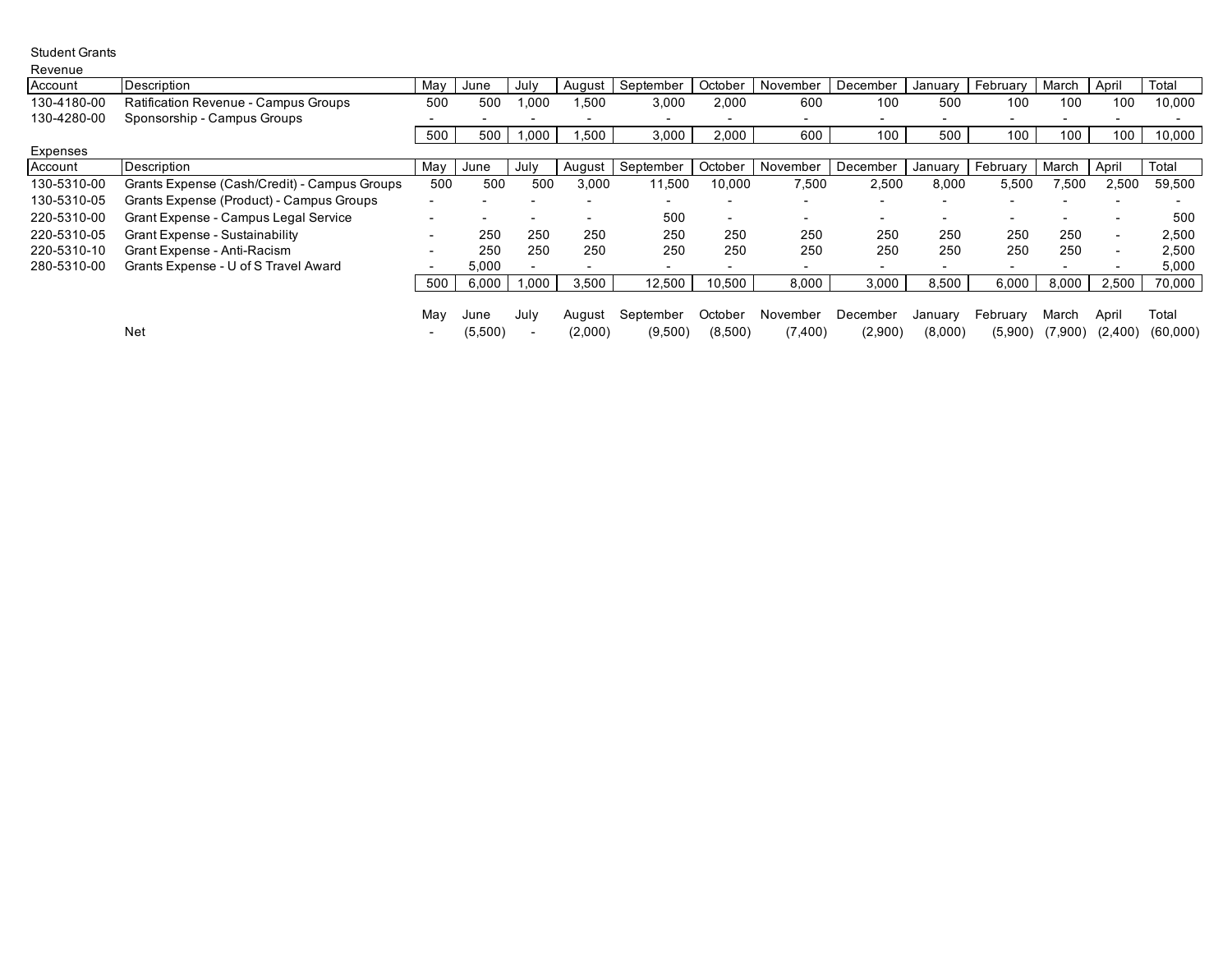Student Grants

Revenue

| Account | Description | May | June | July | August | September | October | November | December | January | February | March | April | Total |
|---|---|---|---|---|---|---|---|---|---|---|---|---|---|---|
| 130-4180-00 | Ratification Revenue - Campus Groups | 500 | 500 | 1,000 | 1,500 | 3,000 | 2,000 | 600 | 100 | 500 | 100 | 100 | 100 | 10,000 |
| 130-4280-00 | Sponsorship - Campus Groups | - | - | - | - | - | - | - | - | - | - | - | - | - |
| | | 500 | 500 | 1,000 | 1,500 | 3,000 | 2,000 | 600 | 100 | 500 | 100 | 100 | 100 | 10,000 |

Expenses

| Account | Description | May | June | July | August | September | October | November | December | January | February | March | April | Total |
|---|---|---|---|---|---|---|---|---|---|---|---|---|---|---|
| 130-5310-00 | Grants Expense (Cash/Credit) - Campus Groups | 500 | 500 | 500 | 3,000 | 11,500 | 10,000 | 7,500 | 2,500 | 8,000 | 5,500 | 7,500 | 2,500 | 59,500 |
| 130-5310-05 | Grants Expense (Product) - Campus Groups | - | - | - | - | - | - | - | - | - | - | - | - | - |
| 220-5310-00 | Grant Expense - Campus Legal Service | - | - | - | - | 500 | - | - | - | - | - | - | - | 500 |
| 220-5310-05 | Grant Expense - Sustainability | - | 250 | 250 | 250 | 250 | 250 | 250 | 250 | 250 | 250 | 250 | - | 2,500 |
| 220-5310-10 | Grant Expense - Anti-Racism | - | 250 | 250 | 250 | 250 | 250 | 250 | 250 | 250 | 250 | 250 | - | 2,500 |
| 280-5310-00 | Grants Expense - U of S Travel Award | - | 5,000 | - | - | - | - | - | - | - | - | - | - | 5,000 |
| | | 500 | 6,000 | 1,000 | 3,500 | 12,500 | 10,500 | 8,000 | 3,000 | 8,500 | 6,000 | 8,000 | 2,500 | 70,000 |

| | | May | June | July | August | September | October | November | December | January | February | March | April | Total |
|---|---|---|---|---|---|---|---|---|---|---|---|---|---|---|
| | Net | - | (5,500) | - | (2,000) | (9,500) | (8,500) | (7,400) | (2,900) | (8,000) | (5,900) | (7,900) | (2,400) | (60,000) |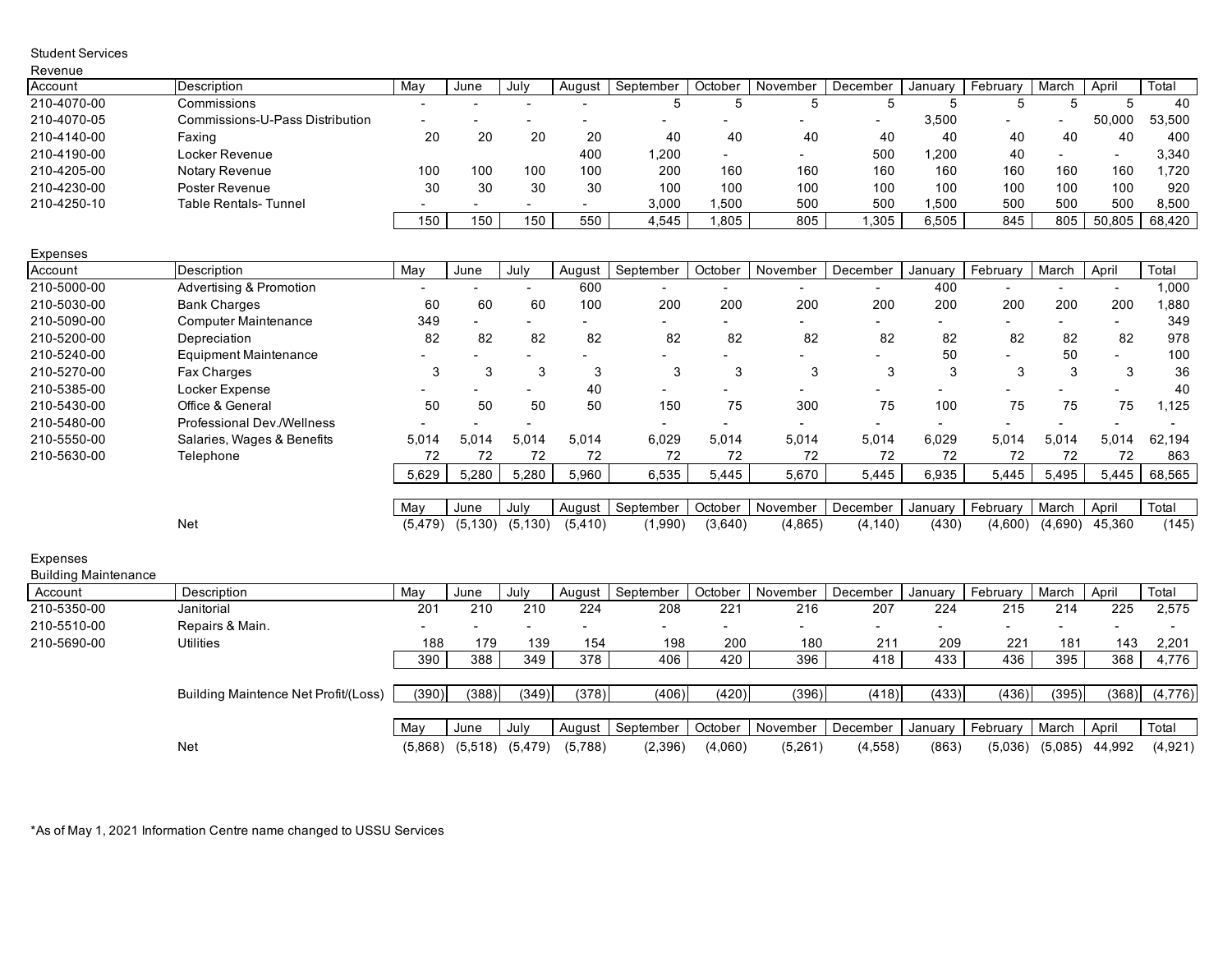Student Services

Revenue

| Account | Description | May | June | July | August | September | October | November | December | January | February | March | April | Total |
|---|---|---|---|---|---|---|---|---|---|---|---|---|---|---|
| 210-4070-00 | Commissions | - | - | - | - | 5 | 5 | 5 | 5 | 5 | 5 | 5 | 5 | 40 |
| 210-4070-05 | Commissions-U-Pass Distribution | - | - | - | - | - | - | - | - | 3,500 | - | - | 50,000 | 53,500 |
| 210-4140-00 | Faxing | 20 | 20 | 20 | 20 | 40 | 40 | 40 | 40 | 40 | 40 | 40 | 40 | 400 |
| 210-4190-00 | Locker Revenue | | | | 400 | 1,200 | - | - | 500 | 1,200 | 40 | - | - | 3,340 |
| 210-4205-00 | Notary Revenue | 100 | 100 | 100 | 100 | 200 | 160 | 160 | 160 | 160 | 160 | 160 | 160 | 1,720 |
| 210-4230-00 | Poster Revenue | 30 | 30 | 30 | 30 | 100 | 100 | 100 | 100 | 100 | 100 | 100 | 100 | 920 |
| 210-4250-10 | Table Rentals- Tunnel | - | - | - | - | 3,000 | 1,500 | 500 | 500 | 1,500 | 500 | 500 | 500 | 8,500 |
| | | 150 | 150 | 150 | 550 | 4,545 | 1,805 | 805 | 1,305 | 6,505 | 845 | 805 | 50,805 | 68,420 |

Expenses

| Account | Description | May | June | July | August | September | October | November | December | January | February | March | April | Total |
|---|---|---|---|---|---|---|---|---|---|---|---|---|---|---|
| 210-5000-00 | Advertising & Promotion | - | - | - | 600 | - | - | - | - | 400 | - | - | - | 1,000 |
| 210-5030-00 | Bank Charges | 60 | 60 | 60 | 100 | 200 | 200 | 200 | 200 | 200 | 200 | 200 | 200 | 1,880 |
| 210-5090-00 | Computer Maintenance | 349 | - | - | - | - | - | - | - | - | - | - | - | 349 |
| 210-5200-00 | Depreciation | 82 | 82 | 82 | 82 | 82 | 82 | 82 | 82 | 82 | 82 | 82 | 82 | 978 |
| 210-5240-00 | Equipment Maintenance | - | - | - | - | - | - | - | - | 50 | - | 50 | - | 100 |
| 210-5270-00 | Fax Charges | 3 | 3 | 3 | 3 | 3 | 3 | 3 | 3 | 3 | 3 | 3 | 3 | 36 |
| 210-5385-00 | Locker Expense | - | - | - | 40 | - | - | - | - | - | - | - | - | 40 |
| 210-5430-00 | Office & General | 50 | 50 | 50 | 50 | 150 | 75 | 300 | 75 | 100 | 75 | 75 | 75 | 1,125 |
| 210-5480-00 | Professional Dev./Wellness | - | - | - | | - | - | - | - | - | - | - | - | - |
| 210-5550-00 | Salaries, Wages & Benefits | 5,014 | 5,014 | 5,014 | 5,014 | 6,029 | 5,014 | 5,014 | 5,014 | 6,029 | 5,014 | 5,014 | 5,014 | 62,194 |
| 210-5630-00 | Telephone | 72 | 72 | 72 | 72 | 72 | 72 | 72 | 72 | 72 | 72 | 72 | 72 | 863 |
| | | 5,629 | 5,280 | 5,280 | 5,960 | 6,535 | 5,445 | 5,670 | 5,445 | 6,935 | 5,445 | 5,495 | 5,445 | 68,565 |

| | | May | June | July | August | September | October | November | December | January | February | March | April | Total |
|---|---|---|---|---|---|---|---|---|---|---|---|---|---|---|
| | Net | (5,479) | (5,130) | (5,130) | (5,410) | (1,990) | (3,640) | (4,865) | (4,140) | (430) | (4,600) | (4,690) | 45,360 | (145) |

Expenses

Building Maintenance

| Account | Description | May | June | July | August | September | October | November | December | January | February | March | April | Total |
|---|---|---|---|---|---|---|---|---|---|---|---|---|---|---|
| 210-5350-00 | Janitorial | 201 | 210 | 210 | 224 | 208 | 221 | 216 | 207 | 224 | 215 | 214 | 225 | 2,575 |
| 210-5510-00 | Repairs & Main. | - | - | - | - | - | - | - | - | - | - | - | - | - |
| 210-5690-00 | Utilities | 188 | 179 | 139 | 154 | 198 | 200 | 180 | 211 | 209 | 221 | 181 | 143 | 2,201 |
| | | 390 | 388 | 349 | 378 | 406 | 420 | 396 | 418 | 433 | 436 | 395 | 368 | 4,776 |
| | Building Maintence Net Profit/(Loss) | (390) | (388) | (349) | (378) | (406) | (420) | (396) | (418) | (433) | (436) | (395) | (368) | (4,776) |

| | | May | June | July | August | September | October | November | December | January | February | March | April | Total |
|---|---|---|---|---|---|---|---|---|---|---|---|---|---|---|
| | Net | (5,868) | (5,518) | (5,479) | (5,788) | (2,396) | (4,060) | (5,261) | (4,558) | (863) | (5,036) | (5,085) | 44,992 | (4,921) |

*As of May 1, 2021 Information Centre name changed to USSU Services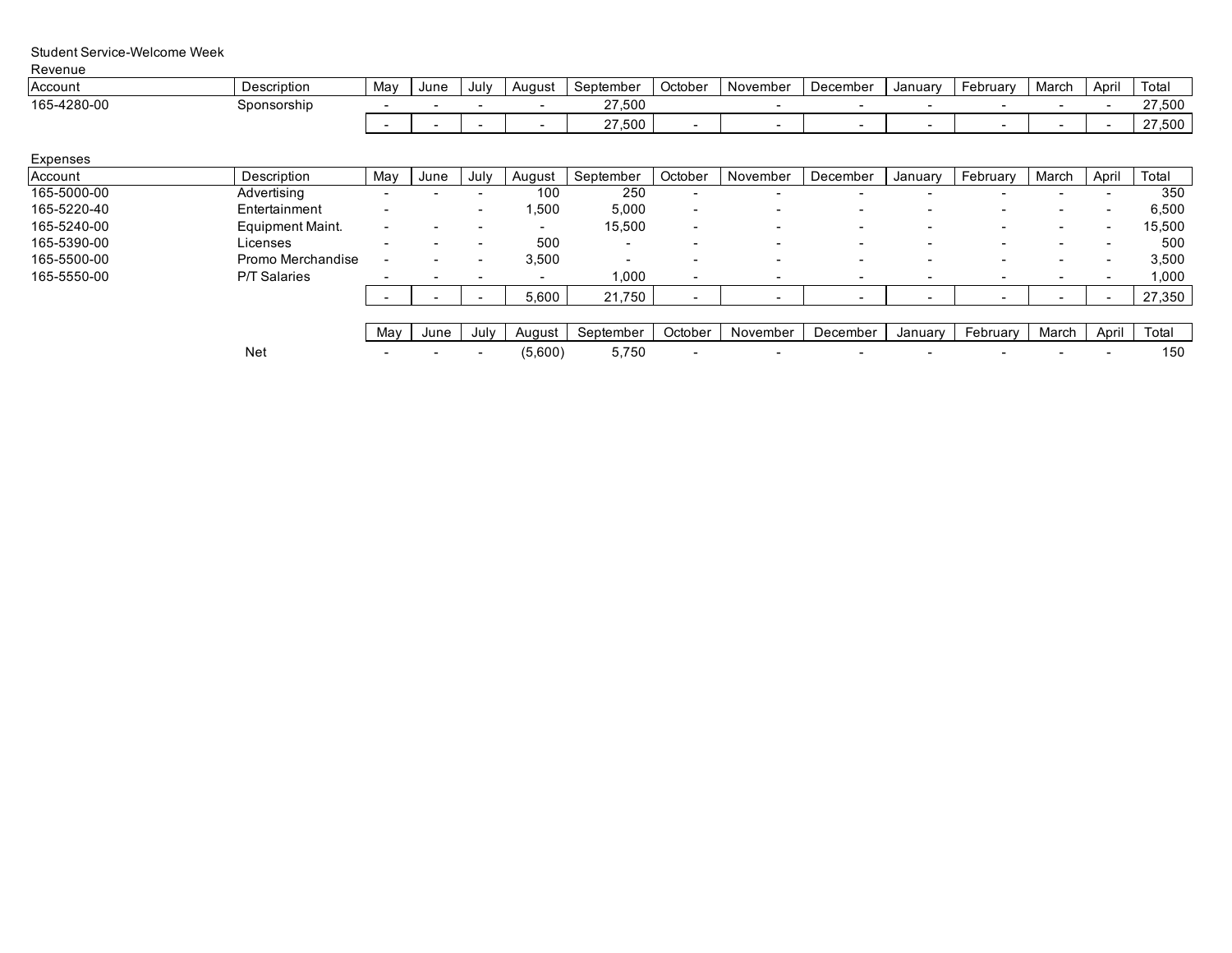Student Service-Welcome Week

Revenue

| Account | Description | May | June | July | August | September | October | November | December | January | February | March | April | Total |
|---|---|---|---|---|---|---|---|---|---|---|---|---|---|---|
| 165-4280-00 | Sponsorship | - | - | - | - | 27,500 | | - | - | - | - | - | - | 27,500 |
| | | - | - | - | - | 27,500 | - | - | - | - | - | - | - | 27,500 |

Expenses

| Account | Description | May | June | July | August | September | October | November | December | January | February | March | April | Total |
|---|---|---|---|---|---|---|---|---|---|---|---|---|---|---|
| 165-5000-00 | Advertising | - | - | - | 100 | 250 | - | - | - | - | - | - | - | 350 |
| 165-5220-40 | Entertainment | - | | - | 1,500 | 5,000 | - | - | - | - | - | - | - | 6,500 |
| 165-5240-00 | Equipment Maint. | - | - | - | - | 15,500 | - | - | - | - | - | - | - | 15,500 |
| 165-5390-00 | Licenses | - | - | - | 500 | - | - | - | - | - | - | - | - | 500 |
| 165-5500-00 | Promo Merchandise | - | - | - | 3,500 | - | - | - | - | - | - | - | - | 3,500 |
| 165-5550-00 | P/T Salaries | - | - | - | - | 1,000 | - | - | - | - | - | - | - | 1,000 |
| | | - | - | - | 5,600 | 21,750 | - | - | - | - | - | - | - | 27,350 |

| | | May | June | July | August | September | October | November | December | January | February | March | April | Total |
|---|---|---|---|---|---|---|---|---|---|---|---|---|---|---|
| | Net | - | - | - | (5,600) | 5,750 | - | - | - | - | - | - | - | 150 |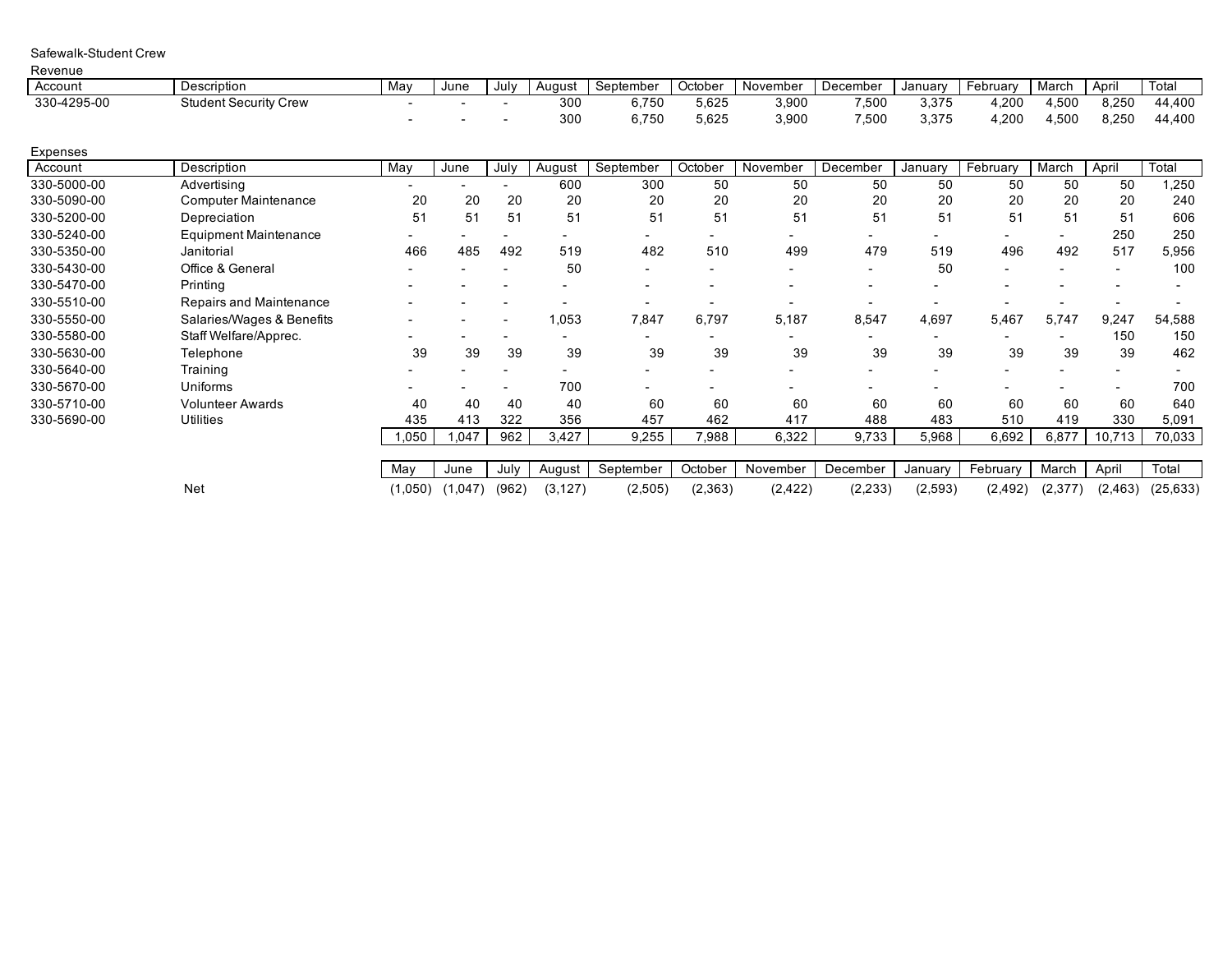Safewalk-Student Crew

Revenue

| Account | Description | May | June | July | August | September | October | November | December | January | February | March | April | Total |
|---|---|---|---|---|---|---|---|---|---|---|---|---|---|---|
| 330-4295-00 | Student Security Crew | - | - | - | 300 | 6,750 | 5,625 | 3,900 | 7,500 | 3,375 | 4,200 | 4,500 | 8,250 | 44,400 |
| | | - | - | - | 300 | 6,750 | 5,625 | 3,900 | 7,500 | 3,375 | 4,200 | 4,500 | 8,250 | 44,400 |

Expenses

| Account | Description | May | June | July | August | September | October | November | December | January | February | March | April | Total |
|---|---|---|---|---|---|---|---|---|---|---|---|---|---|---|
| 330-5000-00 | Advertising | - | - | - | 600 | 300 | 50 | 50 | 50 | 50 | 50 | 50 | 50 | 1,250 |
| 330-5090-00 | Computer Maintenance | 20 | 20 | 20 | 20 | 20 | 20 | 20 | 20 | 20 | 20 | 20 | 20 | 240 |
| 330-5200-00 | Depreciation | 51 | 51 | 51 | 51 | 51 | 51 | 51 | 51 | 51 | 51 | 51 | 51 | 606 |
| 330-5240-00 | Equipment Maintenance | - | - | - | - | - | - | - | - | - | - | - | 250 | 250 |
| 330-5350-00 | Janitorial | 466 | 485 | 492 | 519 | 482 | 510 | 499 | 479 | 519 | 496 | 492 | 517 | 5,956 |
| 330-5430-00 | Office & General | - | - | - | 50 | - | - | - | - | 50 | - | - | - | 100 |
| 330-5470-00 | Printing | - | - | - | - | - | - | - | - | - | - | - | - | - |
| 330-5510-00 | Repairs and Maintenance | - | - | - | - | - | - | - | - | - | - | - | - | - |
| 330-5550-00 | Salaries/Wages & Benefits | - | - | - | 1,053 | 7,847 | 6,797 | 5,187 | 8,547 | 4,697 | 5,467 | 5,747 | 9,247 | 54,588 |
| 330-5580-00 | Staff Welfare/Apprec. | - | - | - | - | - | - | - | - | - | - | - | 150 | 150 |
| 330-5630-00 | Telephone | 39 | 39 | 39 | 39 | 39 | 39 | 39 | 39 | 39 | 39 | 39 | 39 | 462 |
| 330-5640-00 | Training | - | - | - | - | - | - | - | - | - | - | - | - | - |
| 330-5670-00 | Uniforms | - | - | - | 700 | - | - | - | - | - | - | - | - | 700 |
| 330-5710-00 | Volunteer Awards | 40 | 40 | 40 | 40 | 60 | 60 | 60 | 60 | 60 | 60 | 60 | 60 | 640 |
| 330-5690-00 | Utilities | 435 | 413 | 322 | 356 | 457 | 462 | 417 | 488 | 483 | 510 | 419 | 330 | 5,091 |
| | | 1,050 | 1,047 | 962 | 3,427 | 9,255 | 7,988 | 6,322 | 9,733 | 5,968 | 6,692 | 6,877 | 10,713 | 70,033 |

| | | May | June | July | August | September | October | November | December | January | February | March | April | Total |
|---|---|---|---|---|---|---|---|---|---|---|---|---|---|---|
| | Net | (1,050) | (1,047) | (962) | (3,127) | (2,505) | (2,363) | (2,422) | (2,233) | (2,593) | (2,492) | (2,377) | (2,463) | (25,633) |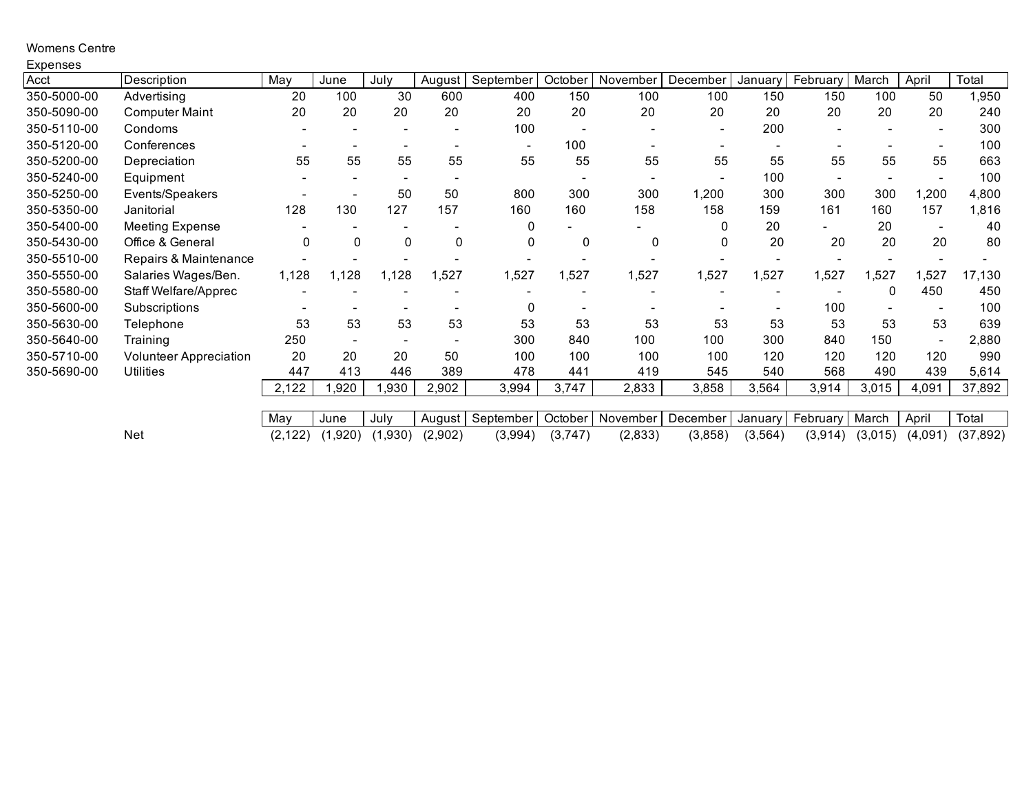Womens Centre

Expenses

| Acct | Description | May | June | July | August | September | October | November | December | January | February | March | April | Total |
|---|---|---|---|---|---|---|---|---|---|---|---|---|---|---|
| 350-5000-00 | Advertising | 20 | 100 | 30 | 600 | 400 | 150 | 100 | 100 | 150 | 150 | 100 | 50 | 1,950 |
| 350-5090-00 | Computer Maint | 20 | 20 | 20 | 20 | 20 | 20 | 20 | 20 | 20 | 20 | 20 | 20 | 240 |
| 350-5110-00 | Condoms | - | - | - | - | 100 | - | - | - | 200 | - | - | - | 300 |
| 350-5120-00 | Conferences | - | - | - | - | - | 100 | - | - | - | - | - | - | 100 |
| 350-5200-00 | Depreciation | 55 | 55 | 55 | 55 | 55 | 55 | 55 | 55 | 55 | 55 | 55 | 55 | 663 |
| 350-5240-00 | Equipment | - | - | - | - | | - | - | - | 100 | - | - | - | 100 |
| 350-5250-00 | Events/Speakers | - | - | 50 | 50 | 800 | 300 | 300 | 1,200 | 300 | 300 | 300 | 1,200 | 4,800 |
| 350-5350-00 | Janitorial | 128 | 130 | 127 | 157 | 160 | 160 | 158 | 158 | 159 | 161 | 160 | 157 | 1,816 |
| 350-5400-00 | Meeting Expense | - | - | - | - | 0 | - | - | 0 | 20 | - | 20 | - | 40 |
| 350-5430-00 | Office & General | 0 | 0 | 0 | 0 | 0 | 0 | 0 | 0 | 20 | 20 | 20 | 20 | 80 |
| 350-5510-00 | Repairs & Maintenance | - | - | - | - | - | - | - | - | - | - | - | - | - |
| 350-5550-00 | Salaries Wages/Ben. | 1,128 | 1,128 | 1,128 | 1,527 | 1,527 | 1,527 | 1,527 | 1,527 | 1,527 | 1,527 | 1,527 | 1,527 | 17,130 |
| 350-5580-00 | Staff Welfare/Apprec | - | - | - | - | - | - | - | - | - | - | 0 | 450 | 450 |
| 350-5600-00 | Subscriptions | - | - | - | - | 0 | - | - | - | - | 100 | - | - | 100 |
| 350-5630-00 | Telephone | 53 | 53 | 53 | 53 | 53 | 53 | 53 | 53 | 53 | 53 | 53 | 53 | 639 |
| 350-5640-00 | Training | 250 | - | - | - | 300 | 840 | 100 | 100 | 300 | 840 | 150 | - | 2,880 |
| 350-5710-00 | Volunteer Appreciation | 20 | 20 | 20 | 50 | 100 | 100 | 100 | 100 | 120 | 120 | 120 | 120 | 990 |
| 350-5690-00 | Utilities | 447 | 413 | 446 | 389 | 478 | 441 | 419 | 545 | 540 | 568 | 490 | 439 | 5,614 |
| | | 2,122 | 1,920 | 1,930 | 2,902 | 3,994 | 3,747 | 2,833 | 3,858 | 3,564 | 3,914 | 3,015 | 4,091 | 37,892 |

| | | May | June | July | August | September | October | November | December | January | February | March | April | Total |
|---|---|---|---|---|---|---|---|---|---|---|---|---|---|---|
| | Net | (2,122) | (1,920) | (1,930) | (2,902) | (3,994) | (3,747) | (2,833) | (3,858) | (3,564) | (3,914) | (3,015) | (4,091) | (37,892) |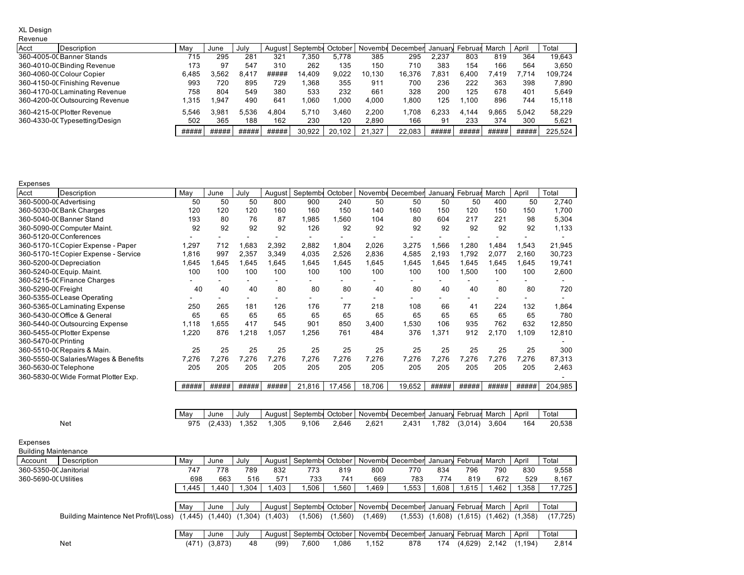XL Design

Revenue

| Acct | Description | May | June | July | August | Septembe | October | Novembe | December | January | Februar | March | April | Total |
|---|---|---|---|---|---|---|---|---|---|---|---|---|---|---|
| 360-4005-0C | Banner Stands | 715 | 295 | 281 | 321 | 7,350 | 5,778 | 385 | 295 | 2,237 | 803 | 819 | 364 | 19,643 |
| 360-4010-0C | Binding Revenue | 173 | 97 | 547 | 310 | 262 | 135 | 150 | 710 | 383 | 154 | 166 | 564 | 3,650 |
| 360-4060-0C | Colour Copier | 6,485 | 3,562 | 8,417 | ##### | 14,409 | 9,022 | 10,130 | 16,376 | 7,831 | 6,400 | 7,419 | 7,714 | 109,724 |
| 360-4150-0C | Finishing Revenue | 993 | 720 | 895 | 729 | 1,368 | 355 | 911 | 700 | 236 | 222 | 363 | 398 | 7,890 |
| 360-4170-0C | Laminating Revenue | 758 | 804 | 549 | 380 | 533 | 232 | 661 | 328 | 200 | 125 | 678 | 401 | 5,649 |
| 360-4200-0C | Outsourcing Revenue | 1,315 | 1,947 | 490 | 641 | 1,060 | 1,000 | 4,000 | 1,800 | 125 | 1,100 | 896 | 744 | 15,118 |
| 360-4215-0C | Plotter Revenue | 5,546 | 3,981 | 5,536 | 4,804 | 5,710 | 3,460 | 2,200 | 1,708 | 6,233 | 4,144 | 9,865 | 5,042 | 58,229 |
| 360-4330-0C | Typesetting/Design | 502 | 365 | 188 | 162 | 230 | 120 | 2,890 | 166 | 91 | 233 | 374 | 300 | 5,621 |
| | | ##### | ##### | ##### | ##### | 30,922 | 20,102 | 21,327 | 22,083 | ##### | ##### | ##### | ##### | 225,524 |

Expenses

| Acct | Description | May | June | July | August | Septembe | October | Novembe | December | January | Februar | March | April | Total |
|---|---|---|---|---|---|---|---|---|---|---|---|---|---|---|
| 360-5000-0C | Advertising | 50 | 50 | 50 | 800 | 900 | 240 | 50 | 50 | 50 | 50 | 400 | 50 | 2,740 |
| 360-5030-0C | Bank Charges | 120 | 120 | 120 | 160 | 160 | 150 | 140 | 160 | 150 | 120 | 150 | 150 | 1,700 |
| 360-5040-0C | Banner Stand | 193 | 80 | 76 | 87 | 1,985 | 1,560 | 104 | 80 | 604 | 217 | 221 | 98 | 5,304 |
| 360-5090-0C | Computer Maint. | 92 | 92 | 92 | 92 | 126 | 92 | 92 | 92 | 92 | 92 | 92 | 92 | 1,133 |
| 360-5120-0C | Conferences | - | - | - | - | - | - | - | - | - | - | - | - | - |
| 360-5170-1C | Copier Expense - Paper | 1,297 | 712 | 1,683 | 2,392 | 2,882 | 1,804 | 2,026 | 3,275 | 1,566 | 1,280 | 1,484 | 1,543 | 21,945 |
| 360-5170-15 | Copier Expense - Service | 1,816 | 997 | 2,357 | 3,349 | 4,035 | 2,526 | 2,836 | 4,585 | 2,193 | 1,792 | 2,077 | 2,160 | 30,723 |
| 360-5200-0C | Depreciation | 1,645 | 1,645 | 1,645 | 1,645 | 1,645 | 1,645 | 1,645 | 1,645 | 1,645 | 1,645 | 1,645 | 1,645 | 19,741 |
| 360-5240-0C | Equip. Maint. | 100 | 100 | 100 | 100 | 100 | 100 | 100 | 100 | 100 | 1,500 | 100 | 100 | 2,600 |
| 360-5215-0C | Finance Charges | - | - | - | - | - | - | - | - | - | - | - | - | - |
| 360-5290-0C | Freight | 40 | 40 | 40 | 80 | 80 | 80 | 40 | 80 | 40 | 40 | 80 | 80 | 720 |
| 360-5355-0C | Lease Operating | - | - | - | - | - | - | - | - | - | - | - | - | - |
| 360-5365-0C | Laminating Expense | 250 | 265 | 181 | 126 | 176 | 77 | 218 | 108 | 66 | 41 | 224 | 132 | 1,864 |
| 360-5430-0C | Office & General | 65 | 65 | 65 | 65 | 65 | 65 | 65 | 65 | 65 | 65 | 65 | 65 | 780 |
| 360-5440-0C | Outsourcing Expense | 1,118 | 1,655 | 417 | 545 | 901 | 850 | 3,400 | 1,530 | 106 | 935 | 762 | 632 | 12,850 |
| 360-5455-0C | Plotter Expense | 1,220 | 876 | 1,218 | 1,057 | 1,256 | 761 | 484 | 376 | 1,371 | 912 | 2,170 | 1,109 | 12,810 |
| 360-5470-0C | Printing | | | | | | | | | | | | | - |
| 360-5510-0C | Repairs & Main. | 25 | 25 | 25 | 25 | 25 | 25 | 25 | 25 | 25 | 25 | 25 | 25 | 300 |
| 360-5550-0C | Salaries/Wages & Benefits | 7,276 | 7,276 | 7,276 | 7,276 | 7,276 | 7,276 | 7,276 | 7,276 | 7,276 | 7,276 | 7,276 | 7,276 | 87,313 |
| 360-5630-0C | Telephone | 205 | 205 | 205 | 205 | 205 | 205 | 205 | 205 | 205 | 205 | 205 | 205 | 2,463 |
| 360-5830-0C | Wide Format Plotter Exp. | | | | | | | | | | | | | - |
| | | ##### | ##### | ##### | ##### | 21,816 | 17,456 | 18,706 | 19,652 | ##### | ##### | ##### | ##### | 204,985 |

| | May | June | July | August | Septembe | October | Novembe | December | January | Februar | March | April | Total |
|---|---|---|---|---|---|---|---|---|---|---|---|---|---|
| Net | 975 | (2,433) | 1,352 | 1,305 | 9,106 | 2,646 | 2,621 | 2,431 | 1,782 | (3,014) | 3,604 | 164 | 20,538 |

Expenses

Building Maintenance

| Account | Description | May | June | July | August | Septembe | October | Novembe | December | January | Februar | March | April | Total |
|---|---|---|---|---|---|---|---|---|---|---|---|---|---|---|
| 360-5350-0C | Janitorial | 747 | 778 | 789 | 832 | 773 | 819 | 800 | 770 | 834 | 796 | 790 | 830 | 9,558 |
| 360-5690-0C | Utilities | 698 | 663 | 516 | 571 | 733 | 741 | 669 | 783 | 774 | 819 | 672 | 529 | 8,167 |
| | | 1,445 | 1,440 | 1,304 | 1,403 | 1,506 | 1,560 | 1,469 | 1,553 | 1,608 | 1,615 | 1,462 | 1,358 | 17,725 |

| | May | June | July | August | Septembe | October | Novembe | December | January | Februar | March | April | Total |
|---|---|---|---|---|---|---|---|---|---|---|---|---|---|
| Building Maintence Net Profit/(Loss) | (1,445) | (1,440) | (1,304) | (1,403) | (1,506) | (1,560) | (1,469) | (1,553) | (1,608) | (1,615) | (1,462) | (1,358) | (17,725) |

| | May | June | July | August | Septembe | October | Novembe | December | January | Februar | March | April | Total |
|---|---|---|---|---|---|---|---|---|---|---|---|---|---|
| Net | (471) | (3,873) | 48 | (99) | 7,600 | 1,086 | 1,152 | 878 | 174 | (4,629) | 2,142 | (1,194) | 2,814 |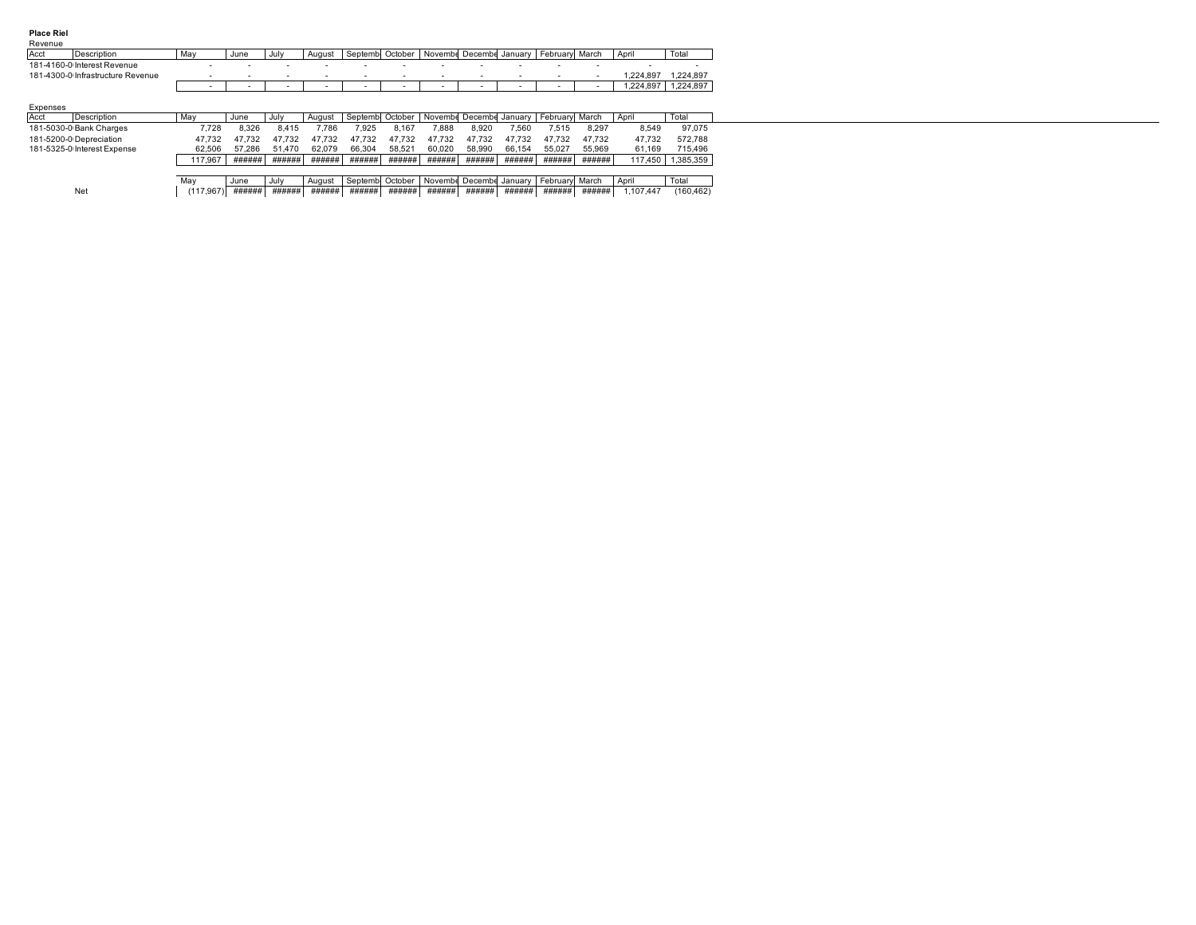**Place Riel**

Revenue

| Acct | Description | May | June | July | August | Septemb | October | Novembe | Decembe | January | February | March | April | Total |
|---|---|---|---|---|---|---|---|---|---|---|---|---|---|---|
| 181-4160-0 | Interest Revenue | - | - | - | - | - | - | - | - | - | - | - | - | - |
| 181-4300-0 | Infrastructure Revenue | - | - | - | - | - | - | - | - | - | - | - | 1,224,897 | 1,224,897 |
| | | - | - | - | - | - | - | - | - | - | - | - | 1,224,897 | 1,224,897 |

Expenses

| Acct | Description | May | June | July | August | Septemb | October | Novembe | Decembe | January | February | March | April | Total |
|---|---|---|---|---|---|---|---|---|---|---|---|---|---|---|
| 181-5030-0 | Bank Charges | 7,728 | 8,326 | 8,415 | 7,786 | 7,925 | 8,167 | 7,888 | 8,920 | 7,560 | 7,515 | 8,297 | 8,549 | 97,075 |
| 181-5200-0 | Depreciation | 47,732 | 47,732 | 47,732 | 47,732 | 47,732 | 47,732 | 47,732 | 47,732 | 47,732 | 47,732 | 47,732 | 47,732 | 572,788 |
| 181-5325-0 | Interest Expense | 62,506 | 57,286 | 51,470 | 62,079 | 66,304 | 58,521 | 60,020 | 58,990 | 66,154 | 55,027 | 55,969 | 61,169 | 715,496 |
| | | 117,967 | ###### | ###### | ###### | ###### | ###### | ###### | ###### | ###### | ###### | ###### | 117,450 | 1,385,359 |

| | May | June | July | August | Septemb | October | Novembe | Decembe | January | February | March | April | Total |
|---|---|---|---|---|---|---|---|---|---|---|---|---|---|
| Net | (117,967) | ###### | ###### | ###### | ###### | ###### | ###### | ###### | ###### | ###### | ###### | 1,107,447 | (160,462) |